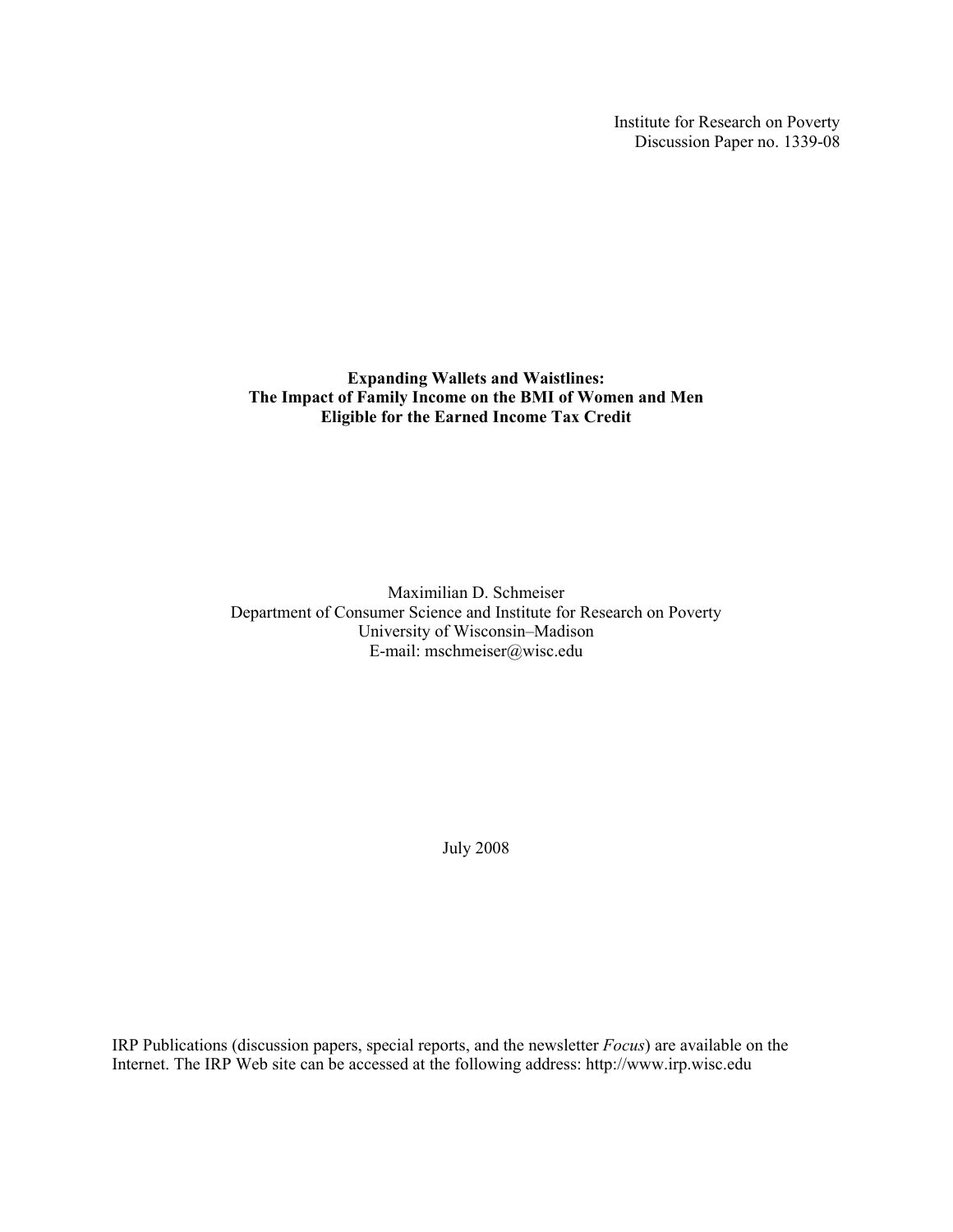Institute for Research on Poverty
Discussion Paper no. 1339-08

**Expanding Wallets and Waistlines:**
**The Impact of Family Income on the BMI of Women and Men**
**Eligible for the Earned Income Tax Credit**

Maximilian D. Schmeiser
Department of Consumer Science and Institute for Research on Poverty
University of Wisconsin–Madison
E-mail: mschmeiser@wisc.edu

July 2008

IRP Publications (discussion papers, special reports, and the newsletter *Focus*) are available on the Internet. The IRP Web site can be accessed at the following address: http://www.irp.wisc.edu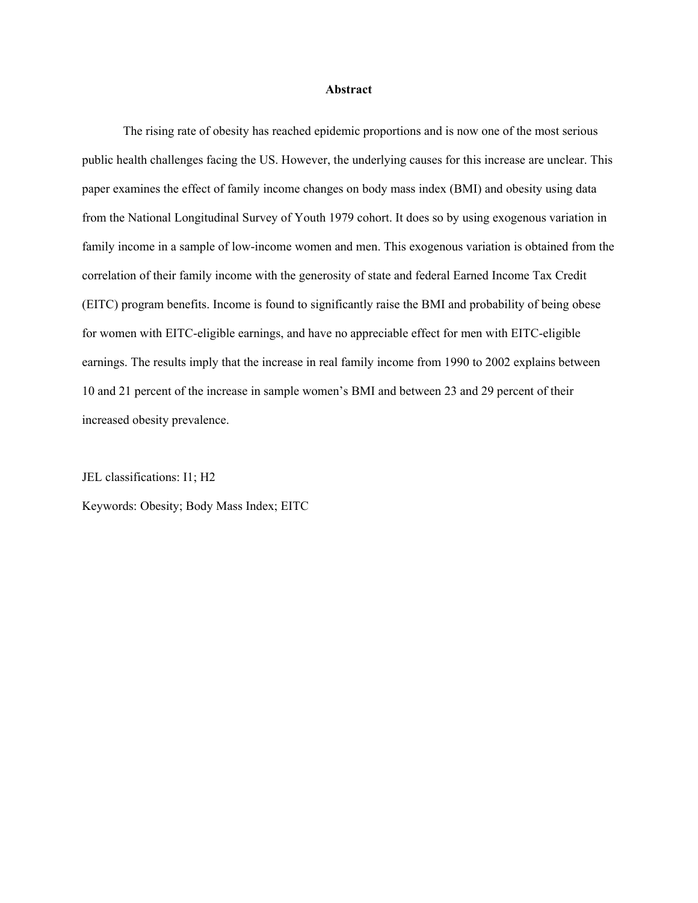## Abstract

The rising rate of obesity has reached epidemic proportions and is now one of the most serious public health challenges facing the US. However, the underlying causes for this increase are unclear. This paper examines the effect of family income changes on body mass index (BMI) and obesity using data from the National Longitudinal Survey of Youth 1979 cohort. It does so by using exogenous variation in family income in a sample of low-income women and men. This exogenous variation is obtained from the correlation of their family income with the generosity of state and federal Earned Income Tax Credit (EITC) program benefits. Income is found to significantly raise the BMI and probability of being obese for women with EITC-eligible earnings, and have no appreciable effect for men with EITC-eligible earnings. The results imply that the increase in real family income from 1990 to 2002 explains between 10 and 21 percent of the increase in sample women's BMI and between 23 and 29 percent of their increased obesity prevalence.

JEL classifications: I1; H2

Keywords: Obesity; Body Mass Index; EITC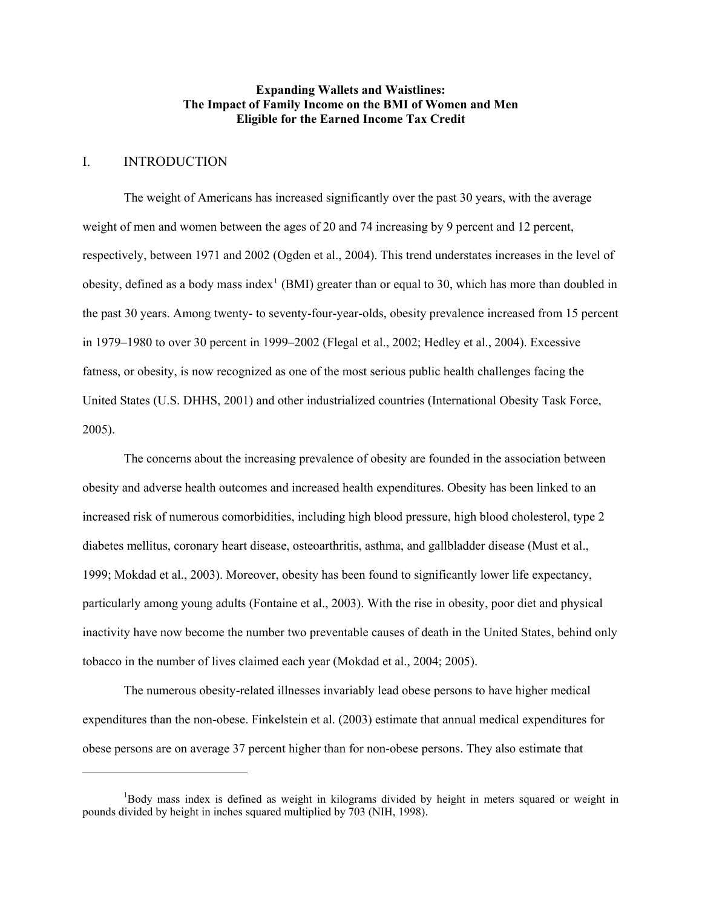**Expanding Wallets and Waistlines:**
**The Impact of Family Income on the BMI of Women and Men Eligible for the Earned Income Tax Credit**

# I. INTRODUCTION

The weight of Americans has increased significantly over the past 30 years, with the average weight of men and women between the ages of 20 and 74 increasing by 9 percent and 12 percent, respectively, between 1971 and 2002 (Ogden et al., 2004). This trend understates increases in the level of obesity, defined as a body mass index[1] (BMI) greater than or equal to 30, which has more than doubled in the past 30 years. Among twenty- to seventy-four-year-olds, obesity prevalence increased from 15 percent in 1979–1980 to over 30 percent in 1999–2002 (Flegal et al., 2002; Hedley et al., 2004). Excessive fatness, or obesity, is now recognized as one of the most serious public health challenges facing the United States (U.S. DHHS, 2001) and other industrialized countries (International Obesity Task Force, 2005).

The concerns about the increasing prevalence of obesity are founded in the association between obesity and adverse health outcomes and increased health expenditures. Obesity has been linked to an increased risk of numerous comorbidities, including high blood pressure, high blood cholesterol, type 2 diabetes mellitus, coronary heart disease, osteoarthritis, asthma, and gallbladder disease (Must et al., 1999; Mokdad et al., 2003). Moreover, obesity has been found to significantly lower life expectancy, particularly among young adults (Fontaine et al., 2003). With the rise in obesity, poor diet and physical inactivity have now become the number two preventable causes of death in the United States, behind only tobacco in the number of lives claimed each year (Mokdad et al., 2004; 2005).

The numerous obesity-related illnesses invariably lead obese persons to have higher medical expenditures than the non-obese. Finkelstein et al. (2003) estimate that annual medical expenditures for obese persons are on average 37 percent higher than for non-obese persons. They also estimate that

---

[1] Body mass index is defined as weight in kilograms divided by height in meters squared or weight in pounds divided by height in inches squared multiplied by 703 (NIH, 1998).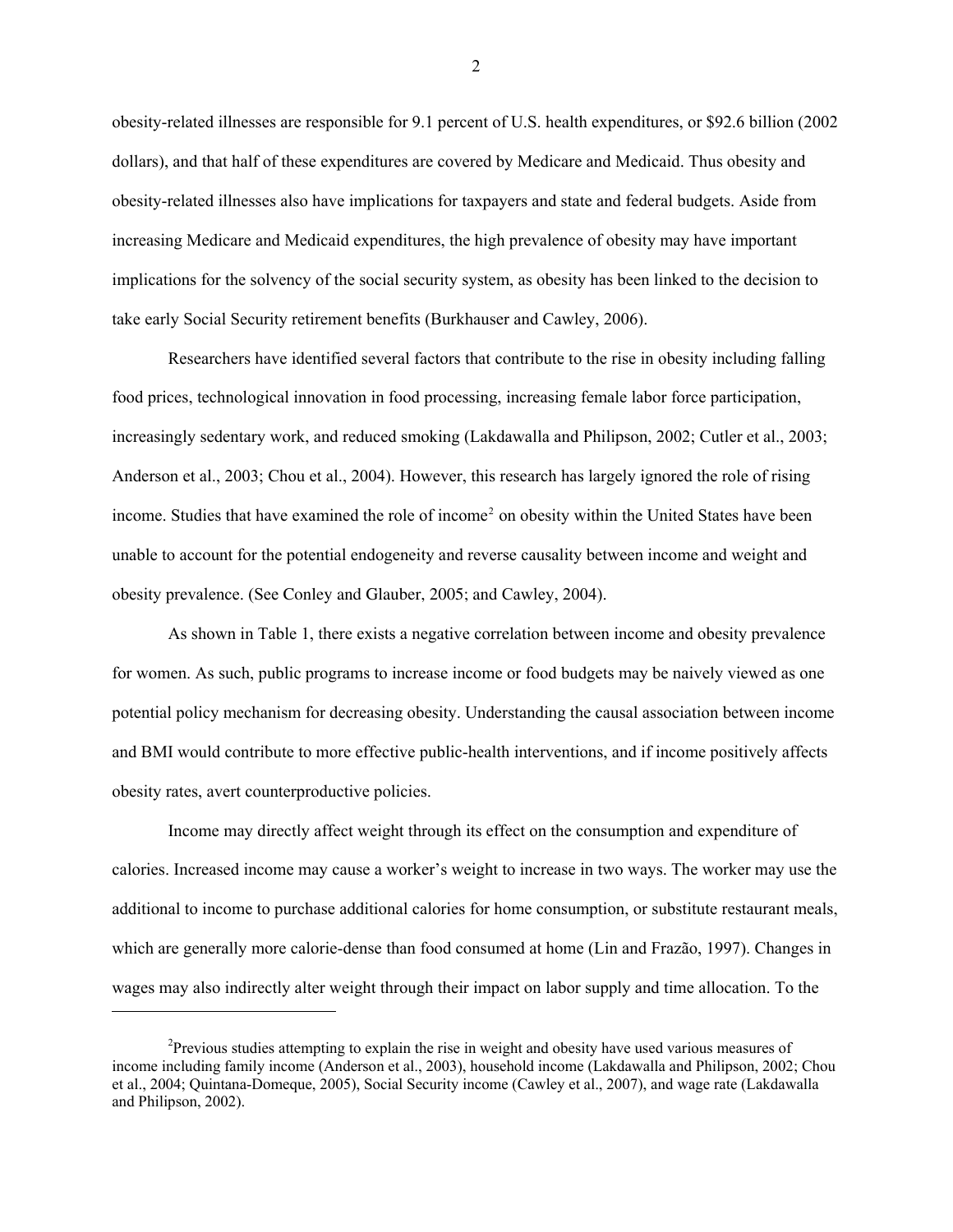obesity-related illnesses are responsible for 9.1 percent of U.S. health expenditures, or $92.6 billion (2002 dollars), and that half of these expenditures are covered by Medicare and Medicaid. Thus obesity and obesity-related illnesses also have implications for taxpayers and state and federal budgets. Aside from increasing Medicare and Medicaid expenditures, the high prevalence of obesity may have important implications for the solvency of the social security system, as obesity has been linked to the decision to take early Social Security retirement benefits (Burkhauser and Cawley, 2006).

Researchers have identified several factors that contribute to the rise in obesity including falling food prices, technological innovation in food processing, increasing female labor force participation, increasingly sedentary work, and reduced smoking (Lakdawalla and Philipson, 2002; Cutler et al., 2003; Anderson et al., 2003; Chou et al., 2004). However, this research has largely ignored the role of rising income. Studies that have examined the role of income[2] on obesity within the United States have been unable to account for the potential endogeneity and reverse causality between income and weight and obesity prevalence. (See Conley and Glauber, 2005; and Cawley, 2004).

As shown in Table 1, there exists a negative correlation between income and obesity prevalence for women. As such, public programs to increase income or food budgets may be naively viewed as one potential policy mechanism for decreasing obesity. Understanding the causal association between income and BMI would contribute to more effective public-health interventions, and if income positively affects obesity rates, avert counterproductive policies.

Income may directly affect weight through its effect on the consumption and expenditure of calories. Increased income may cause a worker's weight to increase in two ways. The worker may use the additional to income to purchase additional calories for home consumption, or substitute restaurant meals, which are generally more calorie-dense than food consumed at home (Lin and Frazão, 1997). Changes in wages may also indirectly alter weight through their impact on labor supply and time allocation. To the

[2] Previous studies attempting to explain the rise in weight and obesity have used various measures of income including family income (Anderson et al., 2003), household income (Lakdawalla and Philipson, 2002; Chou et al., 2004; Quintana-Domeque, 2005), Social Security income (Cawley et al., 2007), and wage rate (Lakdawalla and Philipson, 2002).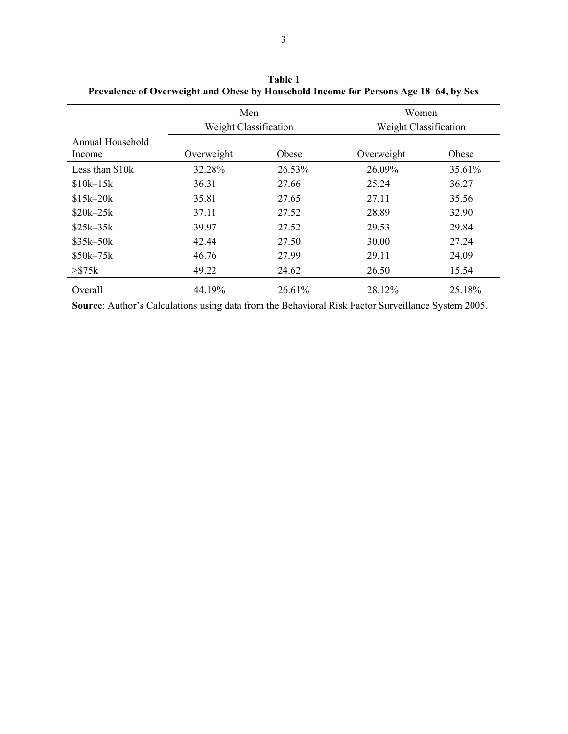**Table 1**
**Prevalence of Overweight and Obese by Household Income for Persons Age 18–64, by Sex**

| | Men Weight Classification | | Women Weight Classification | |
|---|---|---|---|---|
| Annual Household Income | Overweight | Obese | Overweight | Obese |
| Less than $10k | 32.28% | 26.53% | 26.09% | 35.61% |
| $10k–15k | 36.31 | 27.66 | 25.24 | 36.27 |
| $15k–20k | 35.81 | 27.65 | 27.11 | 35.56 |
| $20k–25k | 37.11 | 27.52 | 28.89 | 32.90 |
| $25k–35k | 39.97 | 27.52 | 29.53 | 29.84 |
| $35k–50k | 42.44 | 27.50 | 30.00 | 27.24 |
| $50k–75k | 46.76 | 27.99 | 29.11 | 24.09 |
| >$75k | 49.22 | 24.62 | 26.50 | 15.54 |
| Overall | 44.19% | 26.61% | 28.12% | 25.18% |

**Source**: Author's Calculations using data from the Behavioral Risk Factor Surveillance System 2005.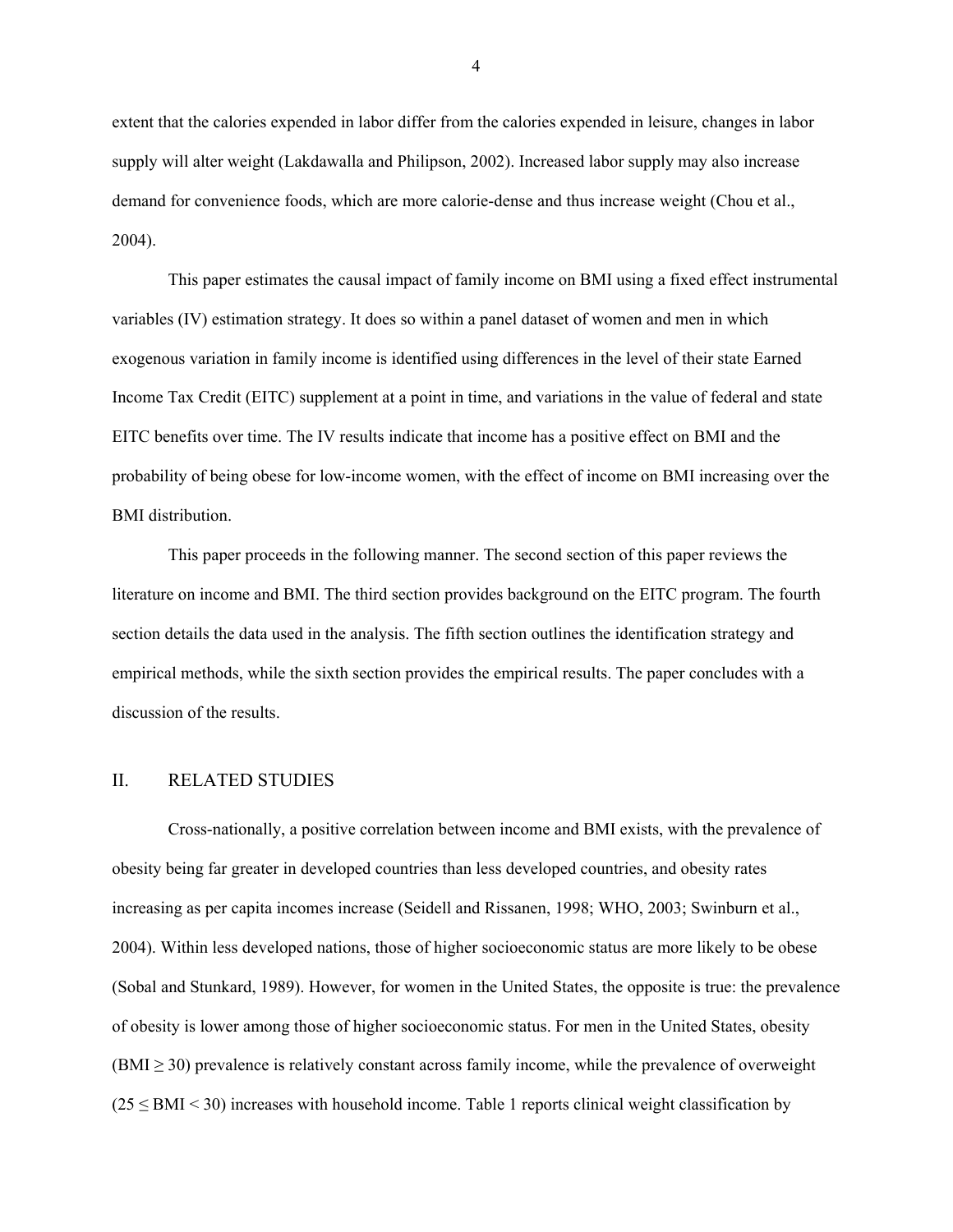extent that the calories expended in labor differ from the calories expended in leisure, changes in labor supply will alter weight (Lakdawalla and Philipson, 2002). Increased labor supply may also increase demand for convenience foods, which are more calorie-dense and thus increase weight (Chou et al., 2004).

This paper estimates the causal impact of family income on BMI using a fixed effect instrumental variables (IV) estimation strategy. It does so within a panel dataset of women and men in which exogenous variation in family income is identified using differences in the level of their state Earned Income Tax Credit (EITC) supplement at a point in time, and variations in the value of federal and state EITC benefits over time. The IV results indicate that income has a positive effect on BMI and the probability of being obese for low-income women, with the effect of income on BMI increasing over the BMI distribution.

This paper proceeds in the following manner. The second section of this paper reviews the literature on income and BMI. The third section provides background on the EITC program. The fourth section details the data used in the analysis. The fifth section outlines the identification strategy and empirical methods, while the sixth section provides the empirical results. The paper concludes with a discussion of the results.

## II. RELATED STUDIES

Cross-nationally, a positive correlation between income and BMI exists, with the prevalence of obesity being far greater in developed countries than less developed countries, and obesity rates increasing as per capita incomes increase (Seidell and Rissanen, 1998; WHO, 2003; Swinburn et al., 2004). Within less developed nations, those of higher socioeconomic status are more likely to be obese (Sobal and Stunkard, 1989). However, for women in the United States, the opposite is true: the prevalence of obesity is lower among those of higher socioeconomic status. For men in the United States, obesity ($BMI \geq 30$) prevalence is relatively constant across family income, while the prevalence of overweight ($25 \leq BMI < 30$) increases with household income. Table 1 reports clinical weight classification by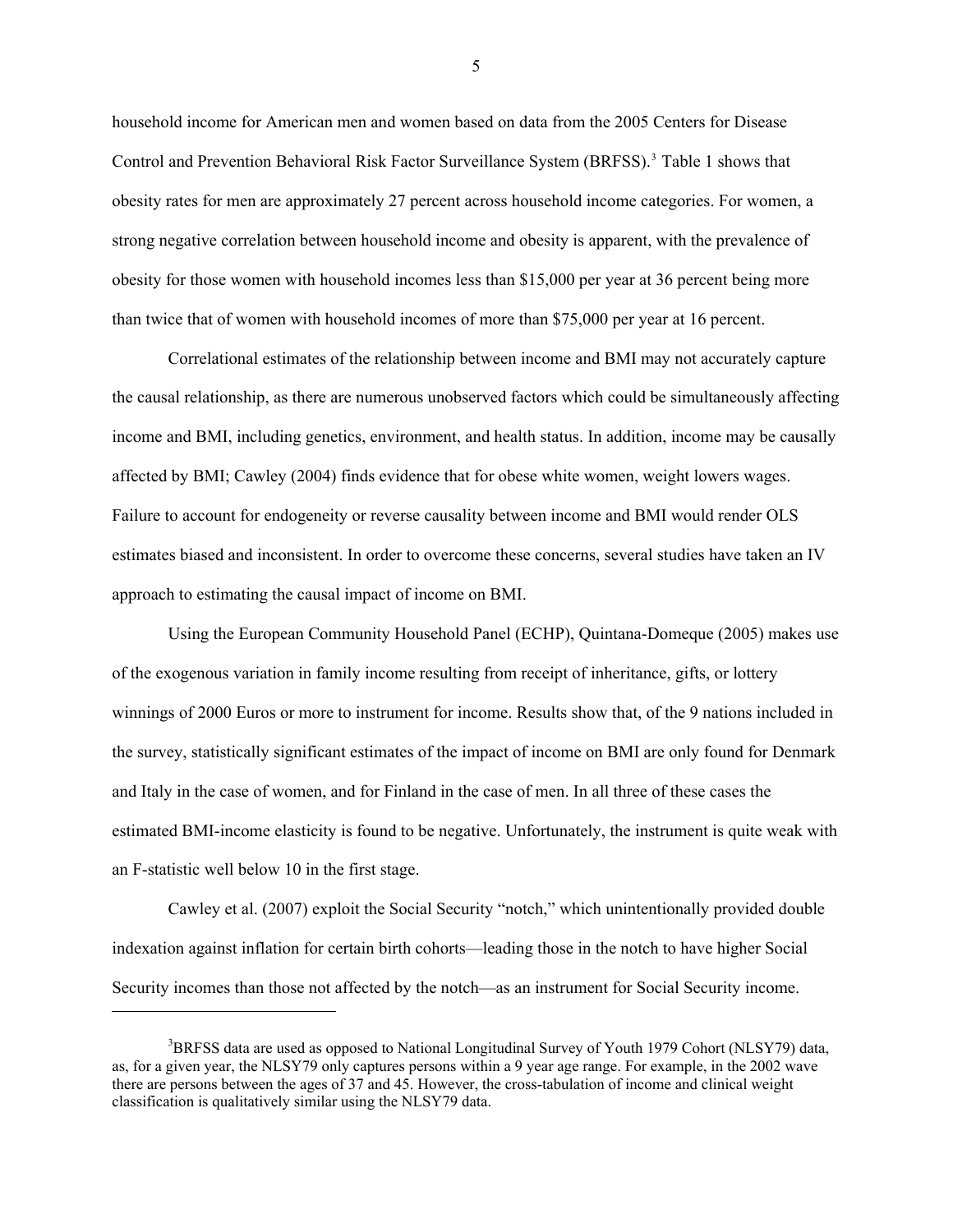household income for American men and women based on data from the 2005 Centers for Disease Control and Prevention Behavioral Risk Factor Surveillance System (BRFSS).[3] Table 1 shows that obesity rates for men are approximately 27 percent across household income categories. For women, a strong negative correlation between household income and obesity is apparent, with the prevalence of obesity for those women with household incomes less than $15,000 per year at 36 percent being more than twice that of women with household incomes of more than $75,000 per year at 16 percent.

Correlational estimates of the relationship between income and BMI may not accurately capture the causal relationship, as there are numerous unobserved factors which could be simultaneously affecting income and BMI, including genetics, environment, and health status. In addition, income may be causally affected by BMI; Cawley (2004) finds evidence that for obese white women, weight lowers wages. Failure to account for endogeneity or reverse causality between income and BMI would render OLS estimates biased and inconsistent. In order to overcome these concerns, several studies have taken an IV approach to estimating the causal impact of income on BMI.

Using the European Community Household Panel (ECHP), Quintana-Domeque (2005) makes use of the exogenous variation in family income resulting from receipt of inheritance, gifts, or lottery winnings of 2000 Euros or more to instrument for income. Results show that, of the 9 nations included in the survey, statistically significant estimates of the impact of income on BMI are only found for Denmark and Italy in the case of women, and for Finland in the case of men. In all three of these cases the estimated BMI-income elasticity is found to be negative. Unfortunately, the instrument is quite weak with an F-statistic well below 10 in the first stage.

Cawley et al. (2007) exploit the Social Security "notch," which unintentionally provided double indexation against inflation for certain birth cohorts—leading those in the notch to have higher Social Security incomes than those not affected by the notch—as an instrument for Social Security income.

---

[3] BRFSS data are used as opposed to National Longitudinal Survey of Youth 1979 Cohort (NLSY79) data, as, for a given year, the NLSY79 only captures persons within a 9 year age range. For example, in the 2002 wave there are persons between the ages of 37 and 45. However, the cross-tabulation of income and clinical weight classification is qualitatively similar using the NLSY79 data.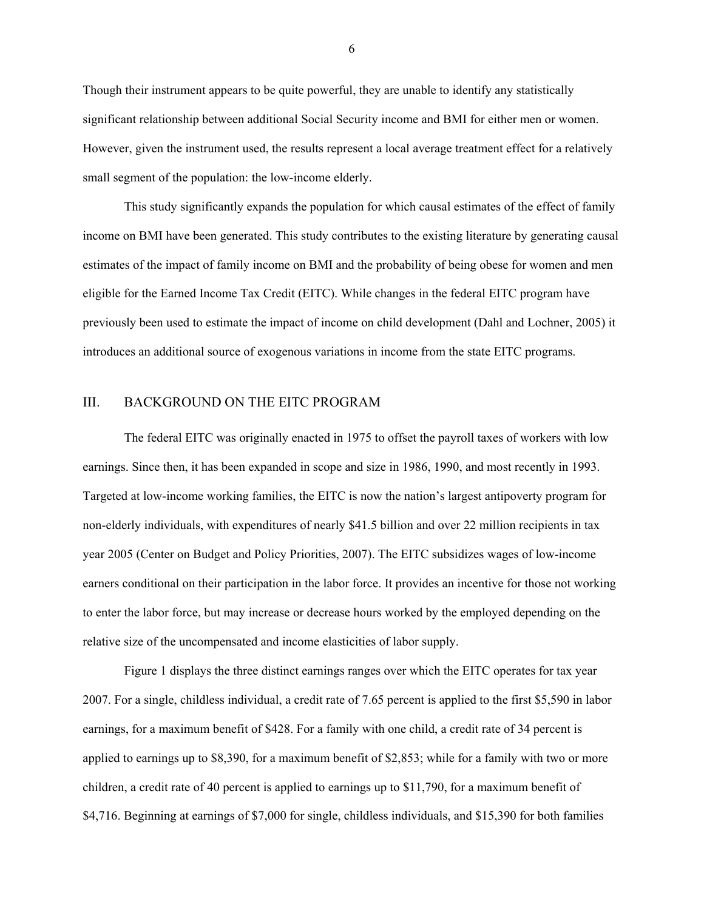Though their instrument appears to be quite powerful, they are unable to identify any statistically significant relationship between additional Social Security income and BMI for either men or women. However, given the instrument used, the results represent a local average treatment effect for a relatively small segment of the population: the low-income elderly.

This study significantly expands the population for which causal estimates of the effect of family income on BMI have been generated. This study contributes to the existing literature by generating causal estimates of the impact of family income on BMI and the probability of being obese for women and men eligible for the Earned Income Tax Credit (EITC). While changes in the federal EITC program have previously been used to estimate the impact of income on child development (Dahl and Lochner, 2005) it introduces an additional source of exogenous variations in income from the state EITC programs.

## III. BACKGROUND ON THE EITC PROGRAM

The federal EITC was originally enacted in 1975 to offset the payroll taxes of workers with low earnings. Since then, it has been expanded in scope and size in 1986, 1990, and most recently in 1993. Targeted at low-income working families, the EITC is now the nation's largest antipoverty program for non-elderly individuals, with expenditures of nearly \$41.5 billion and over 22 million recipients in tax year 2005 (Center on Budget and Policy Priorities, 2007). The EITC subsidizes wages of low-income earners conditional on their participation in the labor force. It provides an incentive for those not working to enter the labor force, but may increase or decrease hours worked by the employed depending on the relative size of the uncompensated and income elasticities of labor supply.

Figure 1 displays the three distinct earnings ranges over which the EITC operates for tax year 2007. For a single, childless individual, a credit rate of 7.65 percent is applied to the first \$5,590 in labor earnings, for a maximum benefit of \$428. For a family with one child, a credit rate of 34 percent is applied to earnings up to \$8,390, for a maximum benefit of \$2,853; while for a family with two or more children, a credit rate of 40 percent is applied to earnings up to \$11,790, for a maximum benefit of \$4,716. Beginning at earnings of \$7,000 for single, childless individuals, and \$15,390 for both families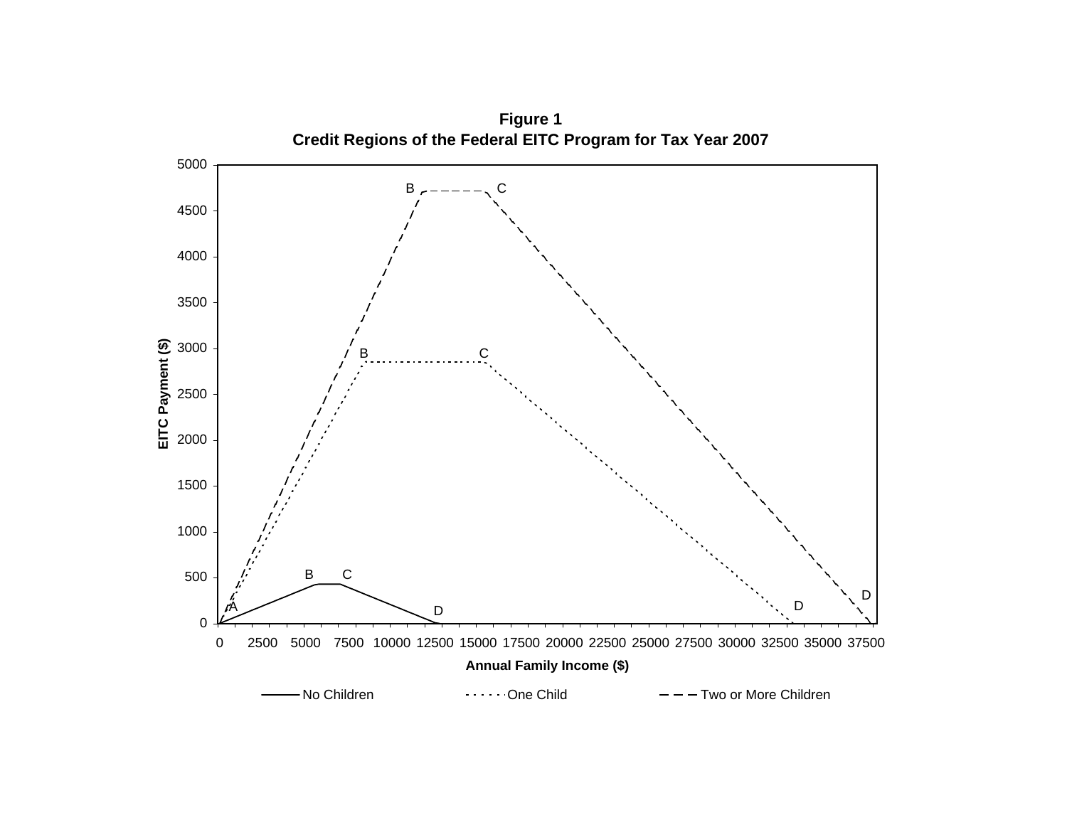**Figure 1**
**Credit Regions of the Federal EITC Program for Tax Year 2007**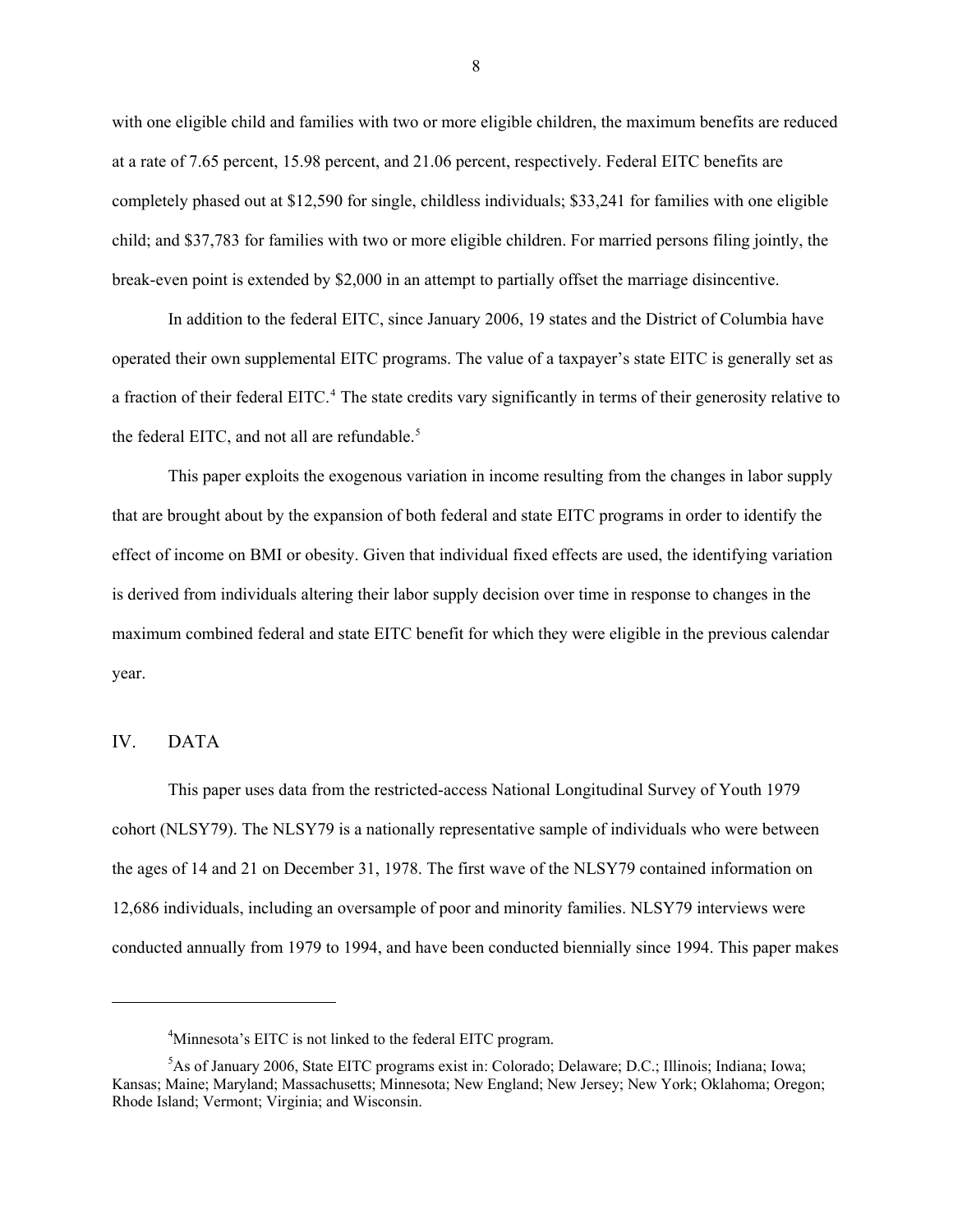with one eligible child and families with two or more eligible children, the maximum benefits are reduced at a rate of 7.65 percent, 15.98 percent, and 21.06 percent, respectively. Federal EITC benefits are completely phased out at $12,590 for single, childless individuals; $33,241 for families with one eligible child; and $37,783 for families with two or more eligible children. For married persons filing jointly, the break-even point is extended by $2,000 in an attempt to partially offset the marriage disincentive.

In addition to the federal EITC, since January 2006, 19 states and the District of Columbia have operated their own supplemental EITC programs. The value of a taxpayer's state EITC is generally set as a fraction of their federal EITC.[4] The state credits vary significantly in terms of their generosity relative to the federal EITC, and not all are refundable.[5]

This paper exploits the exogenous variation in income resulting from the changes in labor supply that are brought about by the expansion of both federal and state EITC programs in order to identify the effect of income on BMI or obesity. Given that individual fixed effects are used, the identifying variation is derived from individuals altering their labor supply decision over time in response to changes in the maximum combined federal and state EITC benefit for which they were eligible in the previous calendar year.

## IV. DATA

This paper uses data from the restricted-access National Longitudinal Survey of Youth 1979 cohort (NLSY79). The NLSY79 is a nationally representative sample of individuals who were between the ages of 14 and 21 on December 31, 1978. The first wave of the NLSY79 contained information on 12,686 individuals, including an oversample of poor and minority families. NLSY79 interviews were conducted annually from 1979 to 1994, and have been conducted biennially since 1994. This paper makes

---

[4] Minnesota's EITC is not linked to the federal EITC program.

[5] As of January 2006, State EITC programs exist in: Colorado; Delaware; D.C.; Illinois; Indiana; Iowa; Kansas; Maine; Maryland; Massachusetts; Minnesota; New England; New Jersey; New York; Oklahoma; Oregon; Rhode Island; Vermont; Virginia; and Wisconsin.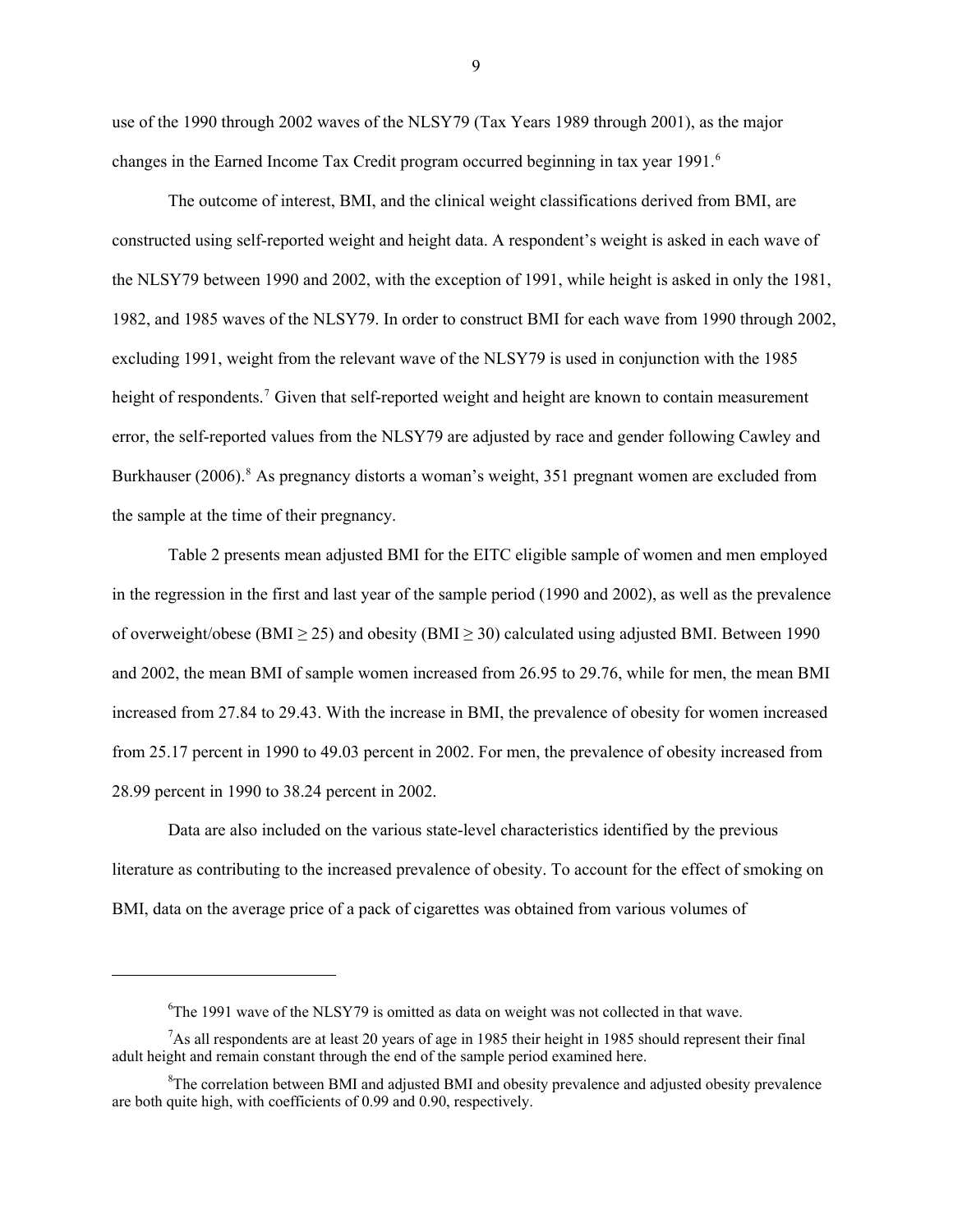use of the 1990 through 2002 waves of the NLSY79 (Tax Years 1989 through 2001), as the major changes in the Earned Income Tax Credit program occurred beginning in tax year 1991.[6]

The outcome of interest, BMI, and the clinical weight classifications derived from BMI, are constructed using self-reported weight and height data. A respondent's weight is asked in each wave of the NLSY79 between 1990 and 2002, with the exception of 1991, while height is asked in only the 1981, 1982, and 1985 waves of the NLSY79. In order to construct BMI for each wave from 1990 through 2002, excluding 1991, weight from the relevant wave of the NLSY79 is used in conjunction with the 1985 height of respondents.[7] Given that self-reported weight and height are known to contain measurement error, the self-reported values from the NLSY79 are adjusted by race and gender following Cawley and Burkhauser (2006).[8] As pregnancy distorts a woman's weight, 351 pregnant women are excluded from the sample at the time of their pregnancy.

Table 2 presents mean adjusted BMI for the EITC eligible sample of women and men employed in the regression in the first and last year of the sample period (1990 and 2002), as well as the prevalence of overweight/obese (BMI $\geq$ 25) and obesity (BMI $\geq$ 30) calculated using adjusted BMI. Between 1990 and 2002, the mean BMI of sample women increased from 26.95 to 29.76, while for men, the mean BMI increased from 27.84 to 29.43. With the increase in BMI, the prevalence of obesity for women increased from 25.17 percent in 1990 to 49.03 percent in 2002. For men, the prevalence of obesity increased from 28.99 percent in 1990 to 38.24 percent in 2002.

Data are also included on the various state-level characteristics identified by the previous literature as contributing to the increased prevalence of obesity. To account for the effect of smoking on BMI, data on the average price of a pack of cigarettes was obtained from various volumes of

---

[6] The 1991 wave of the NLSY79 is omitted as data on weight was not collected in that wave.

[7] As all respondents are at least 20 years of age in 1985 their height in 1985 should represent their final adult height and remain constant through the end of the sample period examined here.

[8] The correlation between BMI and adjusted BMI and obesity prevalence and adjusted obesity prevalence are both quite high, with coefficients of 0.99 and 0.90, respectively.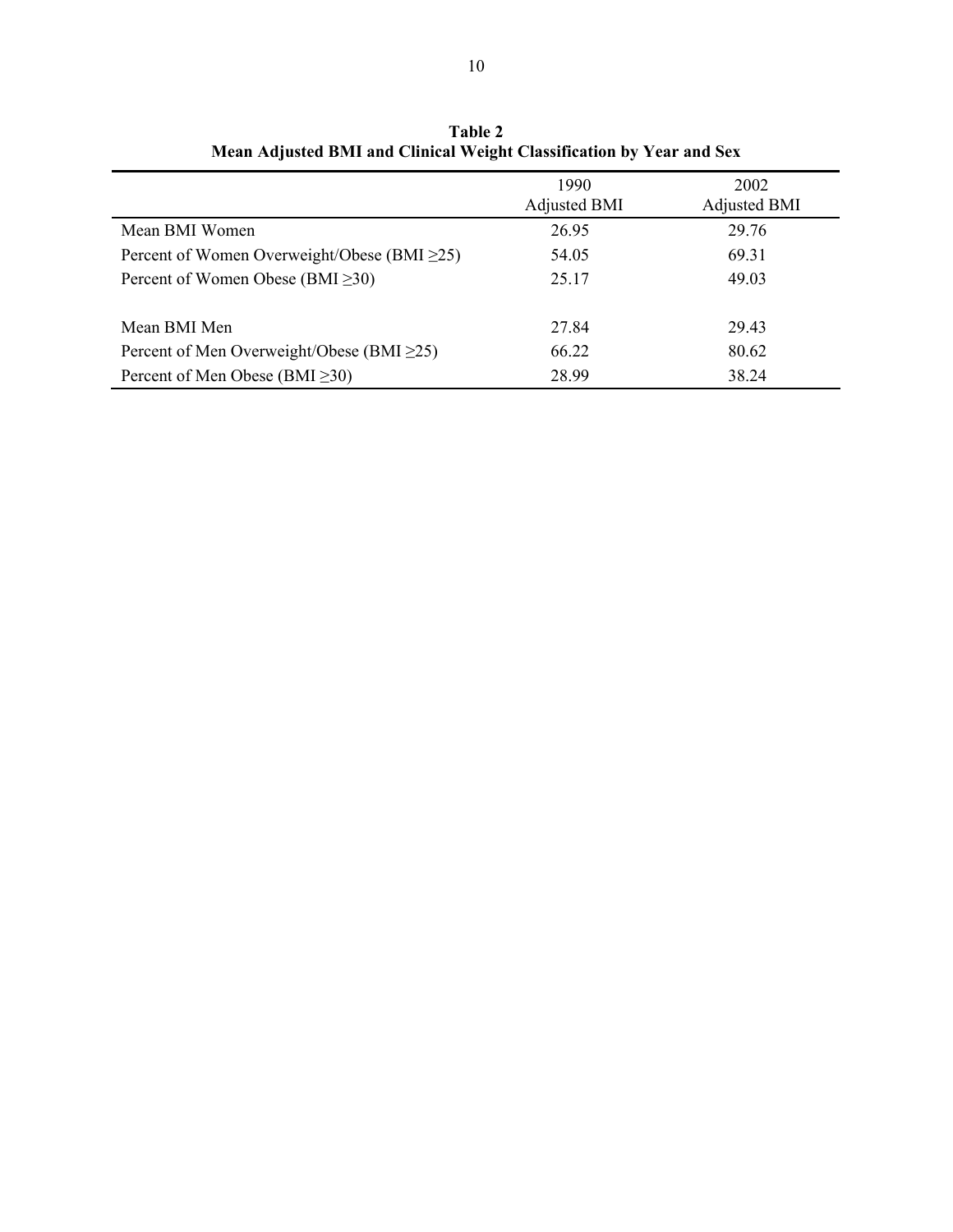**Table 2**
**Mean Adjusted BMI and Clinical Weight Classification by Year and Sex**

| | 1990 Adjusted BMI | 2002 Adjusted BMI |
|---|---|---|
| Mean BMI Women | 26.95 | 29.76 |
| Percent of Women Overweight/Obese (BMI ≥25) | 54.05 | 69.31 |
| Percent of Women Obese (BMI ≥30) | 25.17 | 49.03 |
| | | |
| Mean BMI Men | 27.84 | 29.43 |
| Percent of Men Overweight/Obese (BMI ≥25) | 66.22 | 80.62 |
| Percent of Men Obese (BMI ≥30) | 28.99 | 38.24 |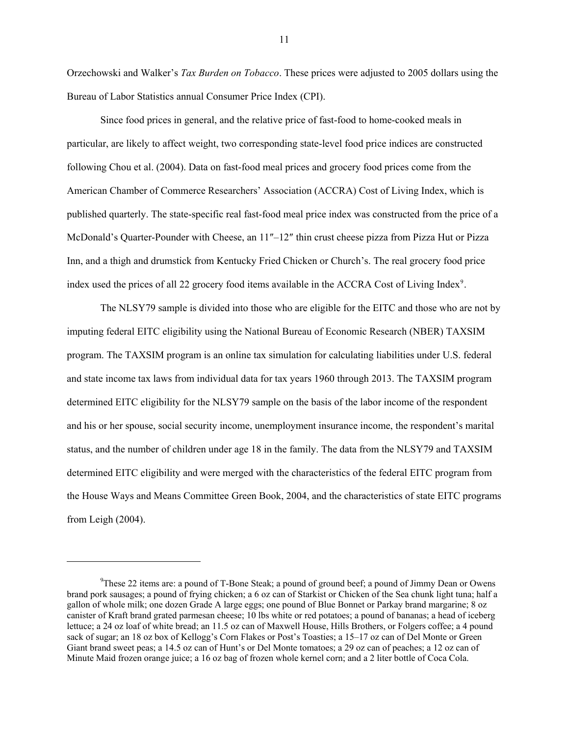Orzechowski and Walker's *Tax Burden on Tobacco*. These prices were adjusted to 2005 dollars using the Bureau of Labor Statistics annual Consumer Price Index (CPI).

Since food prices in general, and the relative price of fast-food to home-cooked meals in particular, are likely to affect weight, two corresponding state-level food price indices are constructed following Chou et al. (2004). Data on fast-food meal prices and grocery food prices come from the American Chamber of Commerce Researchers' Association (ACCRA) Cost of Living Index, which is published quarterly. The state-specific real fast-food meal price index was constructed from the price of a McDonald's Quarter-Pounder with Cheese, an 11″–12″ thin crust cheese pizza from Pizza Hut or Pizza Inn, and a thigh and drumstick from Kentucky Fried Chicken or Church's. The real grocery food price index used the prices of all 22 grocery food items available in the ACCRA Cost of Living Index[9].

The NLSY79 sample is divided into those who are eligible for the EITC and those who are not by imputing federal EITC eligibility using the National Bureau of Economic Research (NBER) TAXSIM program. The TAXSIM program is an online tax simulation for calculating liabilities under U.S. federal and state income tax laws from individual data for tax years 1960 through 2013. The TAXSIM program determined EITC eligibility for the NLSY79 sample on the basis of the labor income of the respondent and his or her spouse, social security income, unemployment insurance income, the respondent's marital status, and the number of children under age 18 in the family. The data from the NLSY79 and TAXSIM determined EITC eligibility and were merged with the characteristics of the federal EITC program from the House Ways and Means Committee Green Book, 2004, and the characteristics of state EITC programs from Leigh (2004).

---

[9] These 22 items are: a pound of T-Bone Steak; a pound of ground beef; a pound of Jimmy Dean or Owens brand pork sausages; a pound of frying chicken; a 6 oz can of Starkist or Chicken of the Sea chunk light tuna; half a gallon of whole milk; one dozen Grade A large eggs; one pound of Blue Bonnet or Parkay brand margarine; 8 oz canister of Kraft brand grated parmesan cheese; 10 lbs white or red potatoes; a pound of bananas; a head of iceberg lettuce; a 24 oz loaf of white bread; an 11.5 oz can of Maxwell House, Hills Brothers, or Folgers coffee; a 4 pound sack of sugar; an 18 oz box of Kellogg's Corn Flakes or Post's Toasties; a 15–17 oz can of Del Monte or Green Giant brand sweet peas; a 14.5 oz can of Hunt's or Del Monte tomatoes; a 29 oz can of peaches; a 12 oz can of Minute Maid frozen orange juice; a 16 oz bag of frozen whole kernel corn; and a 2 liter bottle of Coca Cola.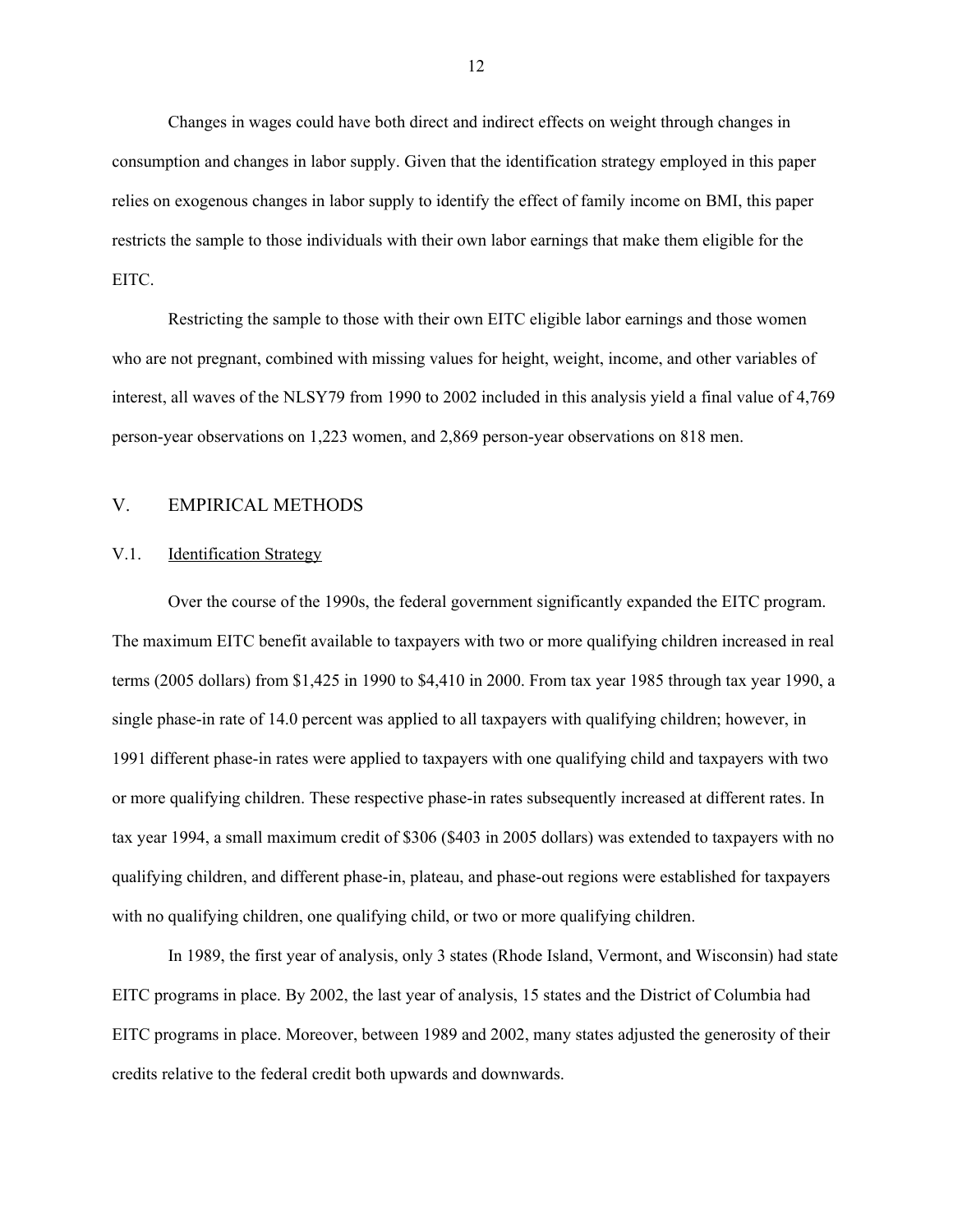Changes in wages could have both direct and indirect effects on weight through changes in consumption and changes in labor supply. Given that the identification strategy employed in this paper relies on exogenous changes in labor supply to identify the effect of family income on BMI, this paper restricts the sample to those individuals with their own labor earnings that make them eligible for the EITC.

Restricting the sample to those with their own EITC eligible labor earnings and those women who are not pregnant, combined with missing values for height, weight, income, and other variables of interest, all waves of the NLSY79 from 1990 to 2002 included in this analysis yield a final value of 4,769 person-year observations on 1,223 women, and 2,869 person-year observations on 818 men.

## V. EMPIRICAL METHODS

### V.1. Identification Strategy

Over the course of the 1990s, the federal government significantly expanded the EITC program. The maximum EITC benefit available to taxpayers with two or more qualifying children increased in real terms (2005 dollars) from $1,425 in 1990 to $4,410 in 2000. From tax year 1985 through tax year 1990, a single phase-in rate of 14.0 percent was applied to all taxpayers with qualifying children; however, in 1991 different phase-in rates were applied to taxpayers with one qualifying child and taxpayers with two or more qualifying children. These respective phase-in rates subsequently increased at different rates. In tax year 1994, a small maximum credit of $306 ($403 in 2005 dollars) was extended to taxpayers with no qualifying children, and different phase-in, plateau, and phase-out regions were established for taxpayers with no qualifying children, one qualifying child, or two or more qualifying children.

In 1989, the first year of analysis, only 3 states (Rhode Island, Vermont, and Wisconsin) had state EITC programs in place. By 2002, the last year of analysis, 15 states and the District of Columbia had EITC programs in place. Moreover, between 1989 and 2002, many states adjusted the generosity of their credits relative to the federal credit both upwards and downwards.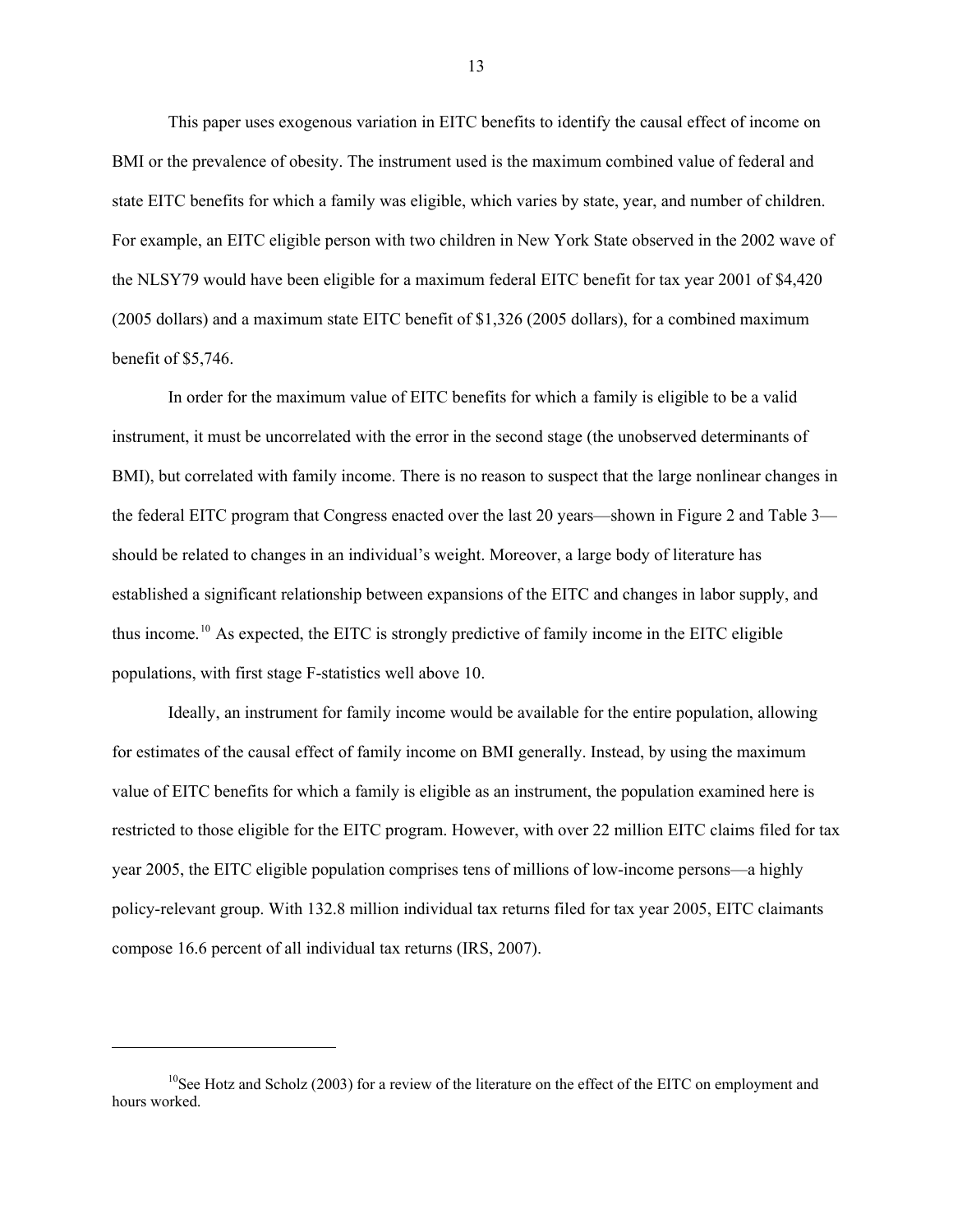This paper uses exogenous variation in EITC benefits to identify the causal effect of income on BMI or the prevalence of obesity. The instrument used is the maximum combined value of federal and state EITC benefits for which a family was eligible, which varies by state, year, and number of children. For example, an EITC eligible person with two children in New York State observed in the 2002 wave of the NLSY79 would have been eligible for a maximum federal EITC benefit for tax year 2001 of $4,420 (2005 dollars) and a maximum state EITC benefit of $1,326 (2005 dollars), for a combined maximum benefit of $5,746.

In order for the maximum value of EITC benefits for which a family is eligible to be a valid instrument, it must be uncorrelated with the error in the second stage (the unobserved determinants of BMI), but correlated with family income. There is no reason to suspect that the large nonlinear changes in the federal EITC program that Congress enacted over the last 20 years—shown in Figure 2 and Table 3—should be related to changes in an individual's weight. Moreover, a large body of literature has established a significant relationship between expansions of the EITC and changes in labor supply, and thus income.[10] As expected, the EITC is strongly predictive of family income in the EITC eligible populations, with first stage F-statistics well above 10.

Ideally, an instrument for family income would be available for the entire population, allowing for estimates of the causal effect of family income on BMI generally. Instead, by using the maximum value of EITC benefits for which a family is eligible as an instrument, the population examined here is restricted to those eligible for the EITC program. However, with over 22 million EITC claims filed for tax year 2005, the EITC eligible population comprises tens of millions of low-income persons—a highly policy-relevant group. With 132.8 million individual tax returns filed for tax year 2005, EITC claimants compose 16.6 percent of all individual tax returns (IRS, 2007).

---

[10] See Hotz and Scholz (2003) for a review of the literature on the effect of the EITC on employment and hours worked.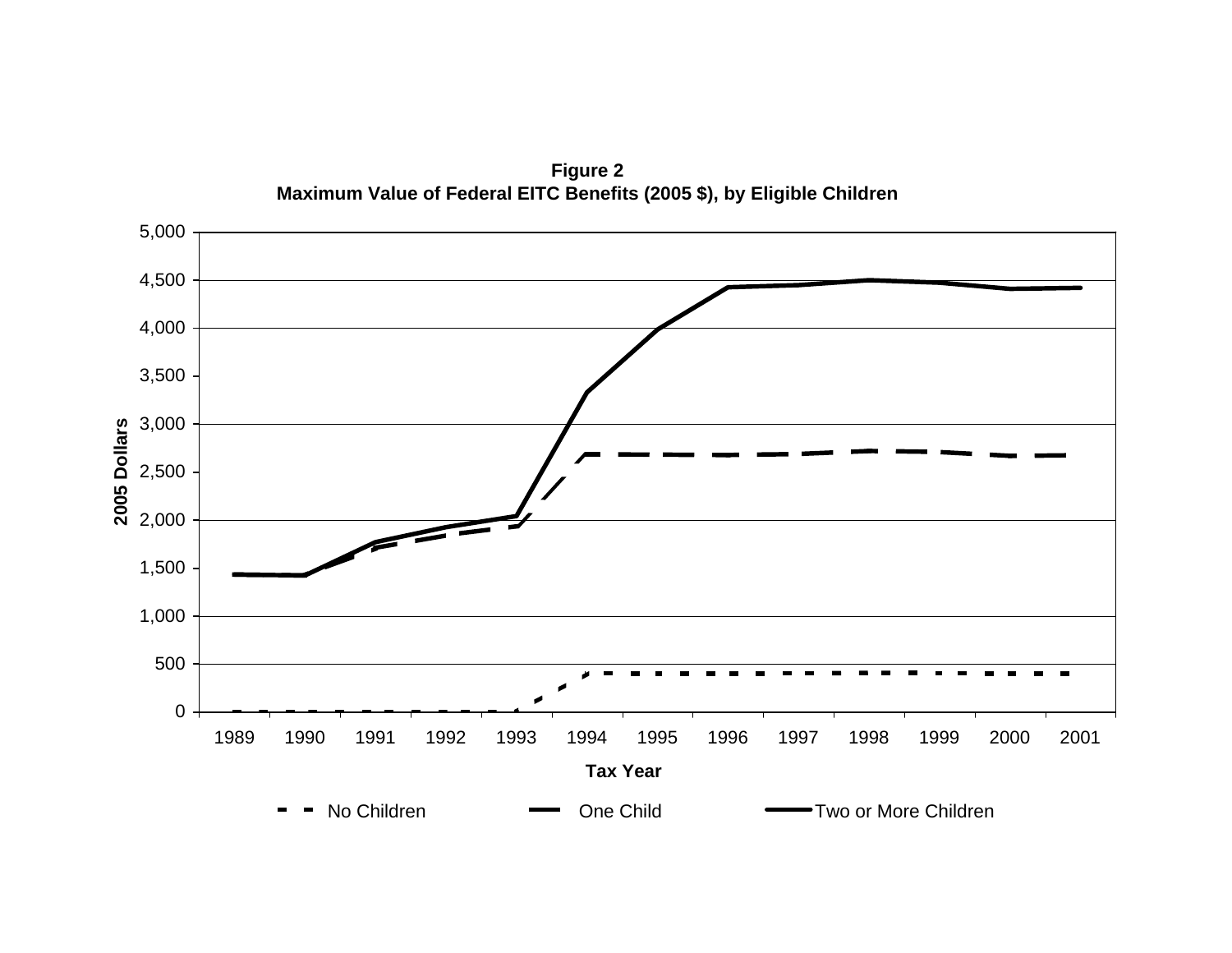**Figure 2**
**Maximum Value of Federal EITC Benefits (2005 $), by Eligible Children**

2005 Dollars

5,000
4,500
4,000
3,500
3,000
2,500
2,000
1,500
1,000
500
0

1989 1990 1991 1992 1993 1994 1995 1996 1997 1998 1999 2000 2001

**Tax Year**

No Children — One Child — Two or More Children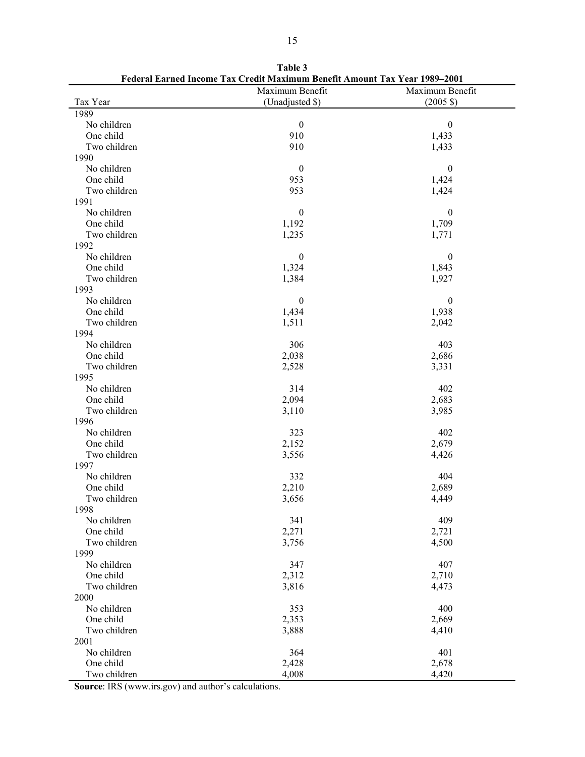**Table 3**
**Federal Earned Income Tax Credit Maximum Benefit Amount Tax Year 1989–2001**

| Tax Year | Maximum Benefit (Unadjusted $) | Maximum Benefit (2005 $) |
|---|---|---|
| 1989 | | |
| No children | 0 | 0 |
| One child | 910 | 1,433 |
| Two children | 910 | 1,433 |
| 1990 | | |
| No children | 0 | 0 |
| One child | 953 | 1,424 |
| Two children | 953 | 1,424 |
| 1991 | | |
| No children | 0 | 0 |
| One child | 1,192 | 1,709 |
| Two children | 1,235 | 1,771 |
| 1992 | | |
| No children | 0 | 0 |
| One child | 1,324 | 1,843 |
| Two children | 1,384 | 1,927 |
| 1993 | | |
| No children | 0 | 0 |
| One child | 1,434 | 1,938 |
| Two children | 1,511 | 2,042 |
| 1994 | | |
| No children | 306 | 403 |
| One child | 2,038 | 2,686 |
| Two children | 2,528 | 3,331 |
| 1995 | | |
| No children | 314 | 402 |
| One child | 2,094 | 2,683 |
| Two children | 3,110 | 3,985 |
| 1996 | | |
| No children | 323 | 402 |
| One child | 2,152 | 2,679 |
| Two children | 3,556 | 4,426 |
| 1997 | | |
| No children | 332 | 404 |
| One child | 2,210 | 2,689 |
| Two children | 3,656 | 4,449 |
| 1998 | | |
| No children | 341 | 409 |
| One child | 2,271 | 2,721 |
| Two children | 3,756 | 4,500 |
| 1999 | | |
| No children | 347 | 407 |
| One child | 2,312 | 2,710 |
| Two children | 3,816 | 4,473 |
| 2000 | | |
| No children | 353 | 400 |
| One child | 2,353 | 2,669 |
| Two children | 3,888 | 4,410 |
| 2001 | | |
| No children | 364 | 401 |
| One child | 2,428 | 2,678 |
| Two children | 4,008 | 4,420 |

**Source**: IRS (www.irs.gov) and author's calculations.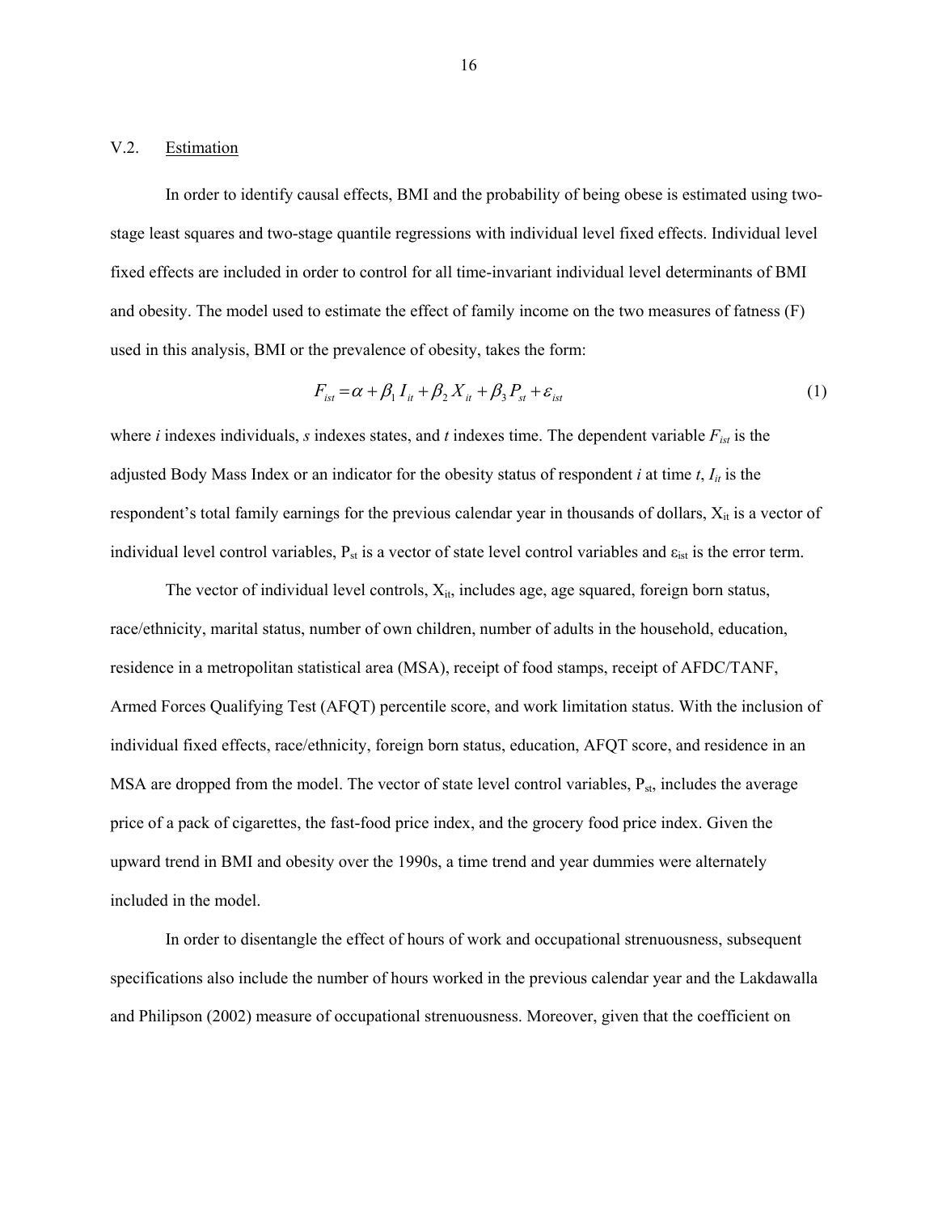### V.2. Estimation

In order to identify causal effects, BMI and the probability of being obese is estimated using two-stage least squares and two-stage quantile regressions with individual level fixed effects. Individual level fixed effects are included in order to control for all time-invariant individual level determinants of BMI and obesity. The model used to estimate the effect of family income on the two measures of fatness (F) used in this analysis, BMI or the prevalence of obesity, takes the form:

$$F_{ist} = \alpha + \beta_1 I_{it} + \beta_2 X_{it} + \beta_3 P_{st} + \varepsilon_{ist} \tag{1}$$

where *i* indexes individuals, *s* indexes states, and *t* indexes time. The dependent variable $F_{ist}$ is the adjusted Body Mass Index or an indicator for the obesity status of respondent *i* at time *t*, $I_{it}$ is the respondent's total family earnings for the previous calendar year in thousands of dollars, $X_{it}$ is a vector of individual level control variables, $P_{st}$ is a vector of state level control variables and $\varepsilon_{ist}$ is the error term.

The vector of individual level controls, $X_{it}$, includes age, age squared, foreign born status, race/ethnicity, marital status, number of own children, number of adults in the household, education, residence in a metropolitan statistical area (MSA), receipt of food stamps, receipt of AFDC/TANF, Armed Forces Qualifying Test (AFQT) percentile score, and work limitation status. With the inclusion of individual fixed effects, race/ethnicity, foreign born status, education, AFQT score, and residence in an MSA are dropped from the model. The vector of state level control variables, $P_{st}$, includes the average price of a pack of cigarettes, the fast-food price index, and the grocery food price index. Given the upward trend in BMI and obesity over the 1990s, a time trend and year dummies were alternately included in the model.

In order to disentangle the effect of hours of work and occupational strenuousness, subsequent specifications also include the number of hours worked in the previous calendar year and the Lakdawalla and Philipson (2002) measure of occupational strenuousness. Moreover, given that the coefficient on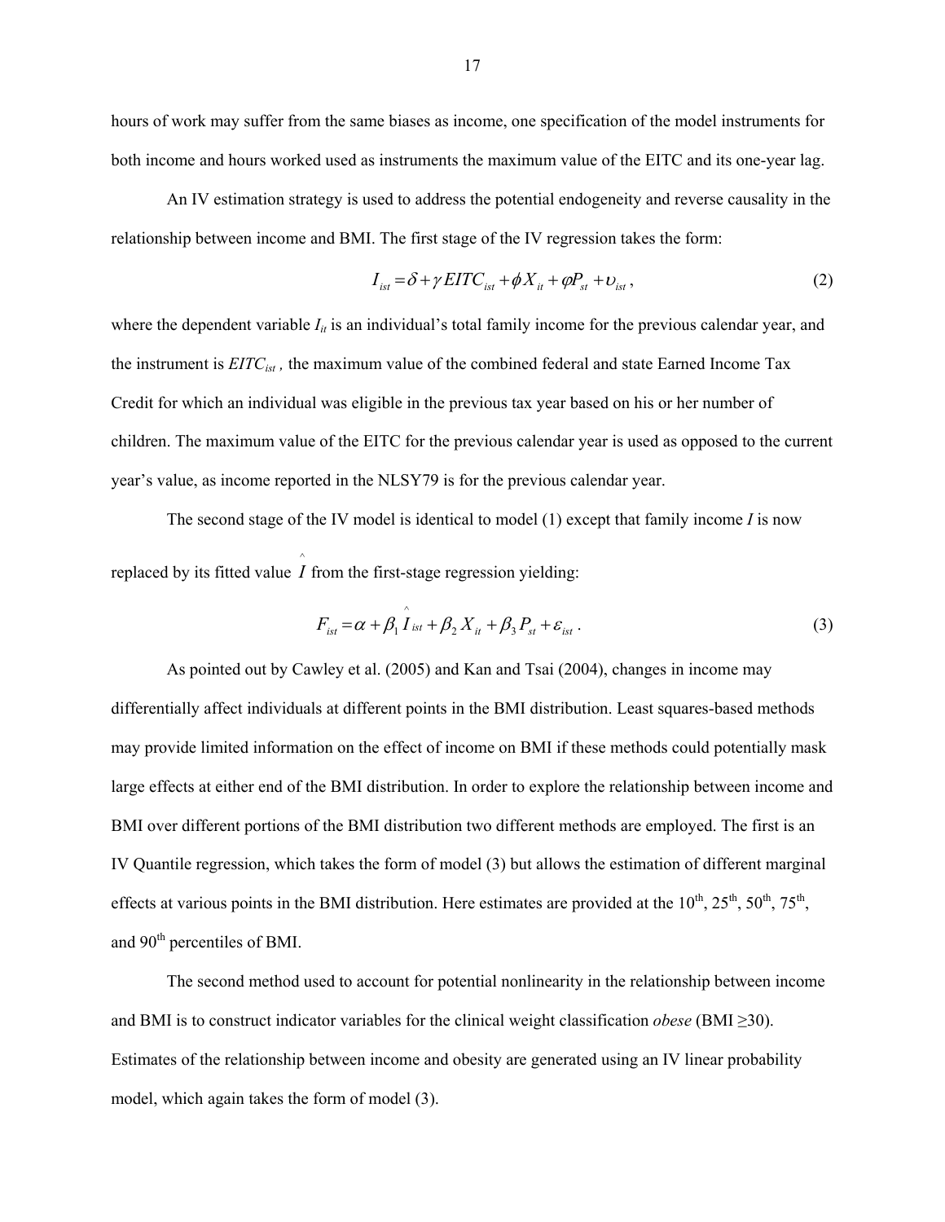hours of work may suffer from the same biases as income, one specification of the model instruments for both income and hours worked used as instruments the maximum value of the EITC and its one-year lag.

An IV estimation strategy is used to address the potential endogeneity and reverse causality in the relationship between income and BMI. The first stage of the IV regression takes the form:

$$I_{ist} = \delta + \gamma\, EITC_{ist} + \phi X_{it} + \varphi P_{st} + \upsilon_{ist}\,, \tag{2}$$

where the dependent variable $I_{it}$ is an individual's total family income for the previous calendar year, and the instrument is $EITC_{ist}$ , the maximum value of the combined federal and state Earned Income Tax Credit for which an individual was eligible in the previous tax year based on his or her number of children. The maximum value of the EITC for the previous calendar year is used as opposed to the current year's value, as income reported in the NLSY79 is for the previous calendar year.

The second stage of the IV model is identical to model (1) except that family income $I$ is now replaced by its fitted value $\hat{I}$ from the first-stage regression yielding:

$$F_{ist} = \alpha + \beta_1 \hat{I}_{ist} + \beta_2 X_{it} + \beta_3 P_{st} + \varepsilon_{ist}\,. \tag{3}$$

As pointed out by Cawley et al. (2005) and Kan and Tsai (2004), changes in income may differentially affect individuals at different points in the BMI distribution. Least squares-based methods may provide limited information on the effect of income on BMI if these methods could potentially mask large effects at either end of the BMI distribution. In order to explore the relationship between income and BMI over different portions of the BMI distribution two different methods are employed. The first is an IV Quantile regression, which takes the form of model (3) but allows the estimation of different marginal effects at various points in the BMI distribution. Here estimates are provided at the 10th, 25th, 50th, 75th, and 90th percentiles of BMI.

The second method used to account for potential nonlinearity in the relationship between income and BMI is to construct indicator variables for the clinical weight classification *obese* (BMI ≥30). Estimates of the relationship between income and obesity are generated using an IV linear probability model, which again takes the form of model (3).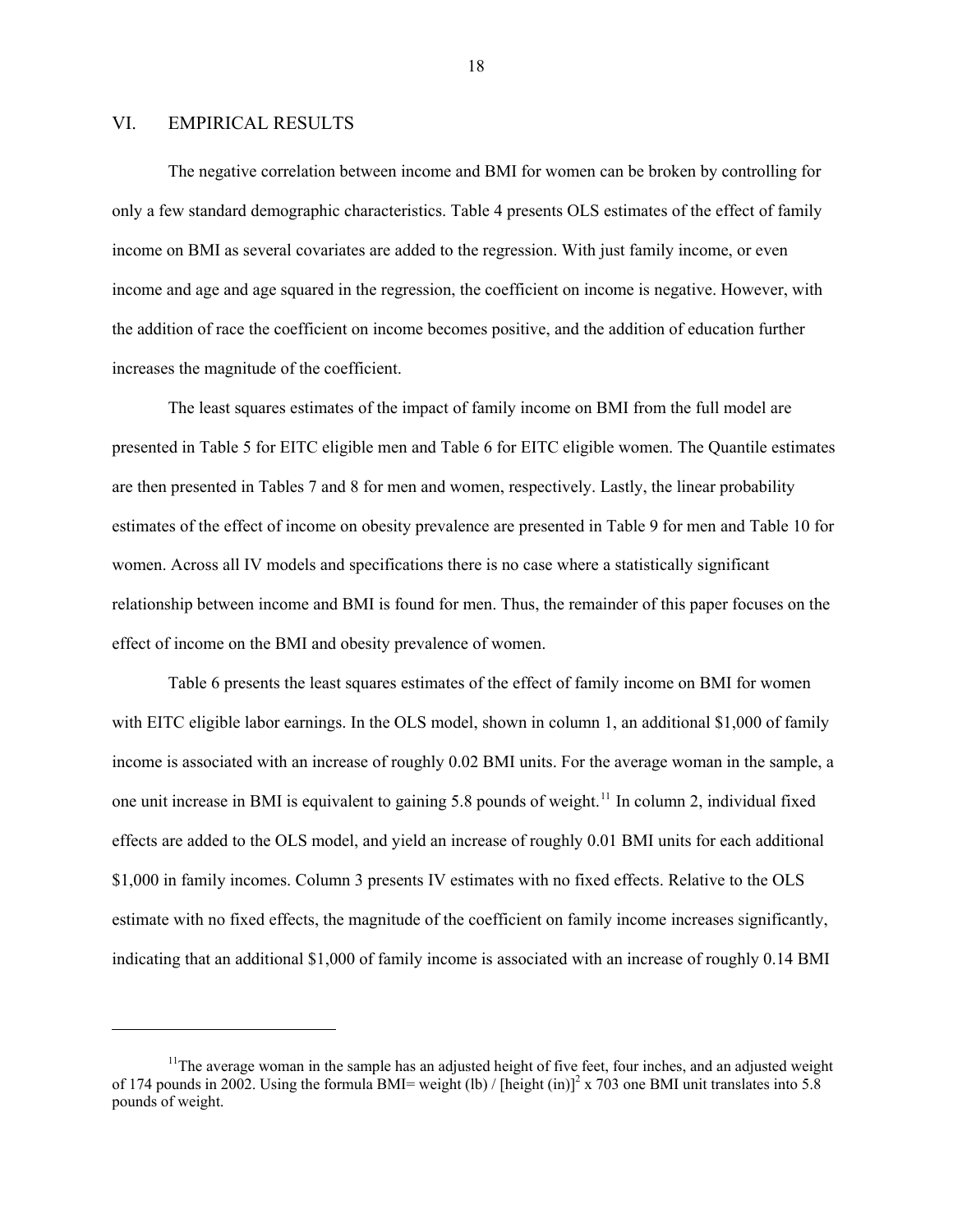## VI. EMPIRICAL RESULTS

The negative correlation between income and BMI for women can be broken by controlling for only a few standard demographic characteristics. Table 4 presents OLS estimates of the effect of family income on BMI as several covariates are added to the regression. With just family income, or even income and age and age squared in the regression, the coefficient on income is negative. However, with the addition of race the coefficient on income becomes positive, and the addition of education further increases the magnitude of the coefficient.

The least squares estimates of the impact of family income on BMI from the full model are presented in Table 5 for EITC eligible men and Table 6 for EITC eligible women. The Quantile estimates are then presented in Tables 7 and 8 for men and women, respectively. Lastly, the linear probability estimates of the effect of income on obesity prevalence are presented in Table 9 for men and Table 10 for women. Across all IV models and specifications there is no case where a statistically significant relationship between income and BMI is found for men. Thus, the remainder of this paper focuses on the effect of income on the BMI and obesity prevalence of women.

Table 6 presents the least squares estimates of the effect of family income on BMI for women with EITC eligible labor earnings. In the OLS model, shown in column 1, an additional $1,000 of family income is associated with an increase of roughly 0.02 BMI units. For the average woman in the sample, a one unit increase in BMI is equivalent to gaining 5.8 pounds of weight.[11] In column 2, individual fixed effects are added to the OLS model, and yield an increase of roughly 0.01 BMI units for each additional $1,000 in family incomes. Column 3 presents IV estimates with no fixed effects. Relative to the OLS estimate with no fixed effects, the magnitude of the coefficient on family income increases significantly, indicating that an additional $1,000 of family income is associated with an increase of roughly 0.14 BMI

---

[11]The average woman in the sample has an adjusted height of five feet, four inches, and an adjusted weight of 174 pounds in 2002. Using the formula BMI= weight (lb) / [height (in)]$^2$ x 703 one BMI unit translates into 5.8 pounds of weight.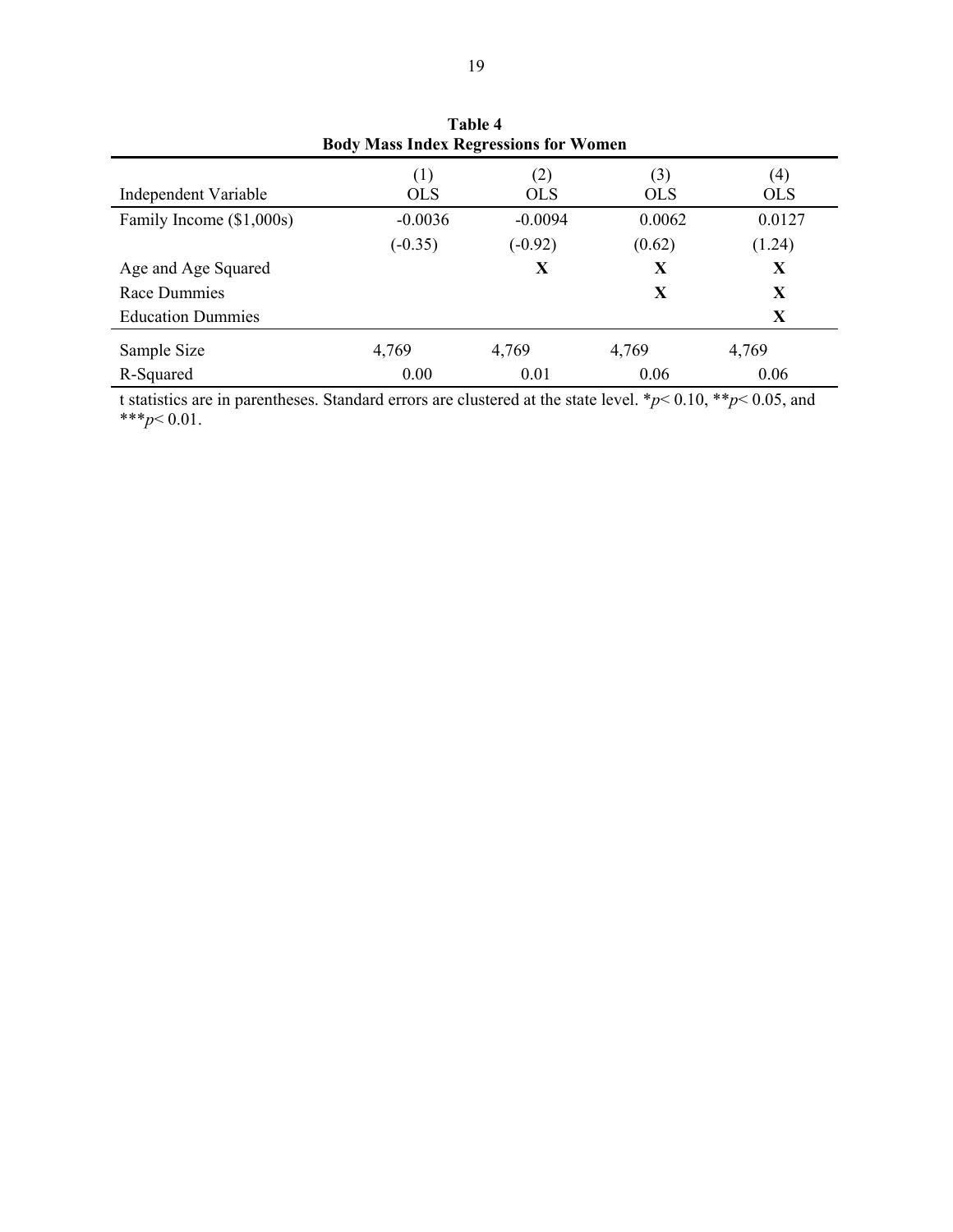**Table 4**
**Body Mass Index Regressions for Women**

| Independent Variable | (1) OLS | (2) OLS | (3) OLS | (4) OLS |
|---|---|---|---|---|
| Family Income ($1,000s) | -0.0036 | -0.0094 | 0.0062 | 0.0127 |
| | (-0.35) | (-0.92) | (0.62) | (1.24) |
| Age and Age Squared | | **X** | **X** | **X** |
| Race Dummies | | | **X** | **X** |
| Education Dummies | | | | **X** |
| Sample Size | 4,769 | 4,769 | 4,769 | 4,769 |
| R-Squared | 0.00 | 0.01 | 0.06 | 0.06 |

t statistics are in parentheses. Standard errors are clustered at the state level. *$p < 0.10$, **$p < 0.05$, and ***$p < 0.01$.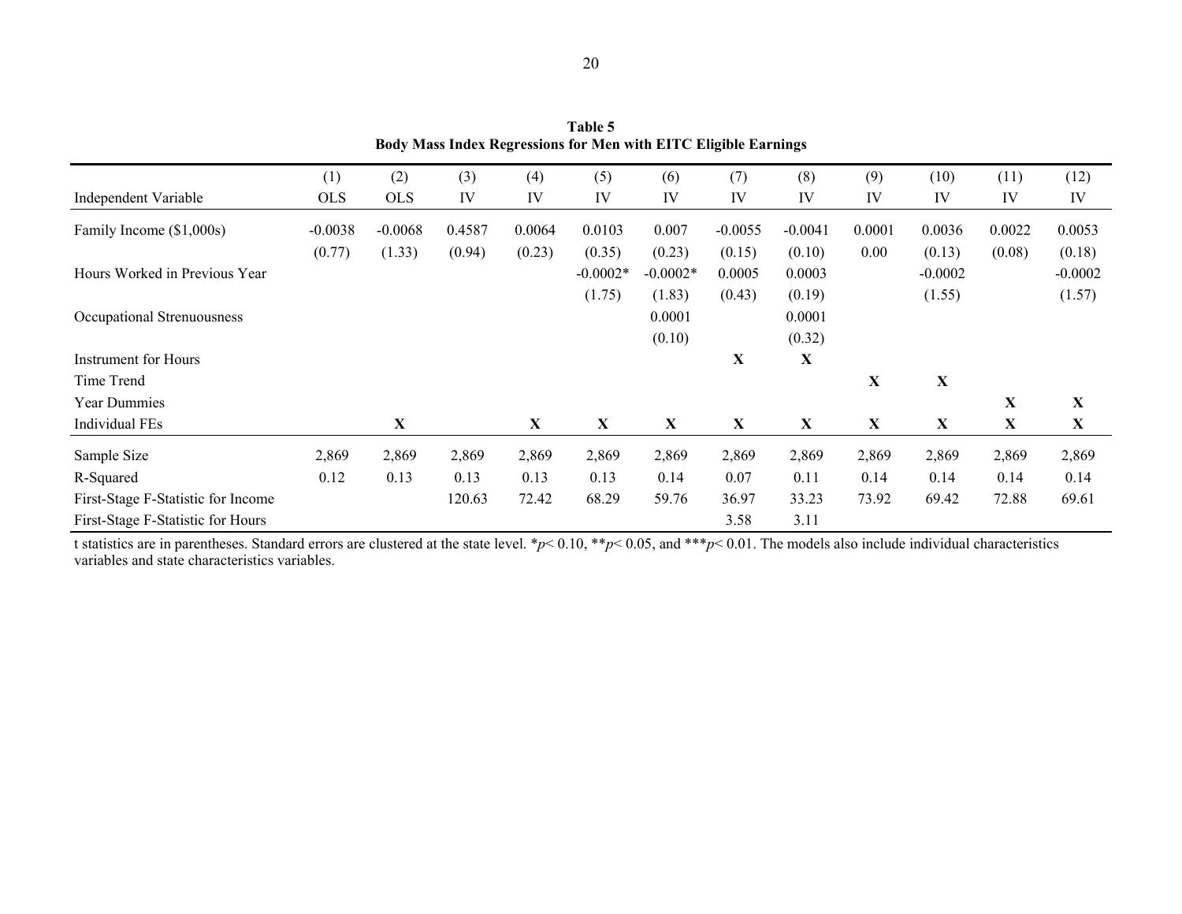**Table 5**
**Body Mass Index Regressions for Men with EITC Eligible Earnings**

| Independent Variable | (1) OLS | (2) OLS | (3) IV | (4) IV | (5) IV | (6) IV | (7) IV | (8) IV | (9) IV | (10) IV | (11) IV | (12) IV |
|---|---|---|---|---|---|---|---|---|---|---|---|---|
| Family Income ($1,000s) | -0.0038 | -0.0068 | 0.4587 | 0.0064 | 0.0103 | 0.007 | -0.0055 | -0.0041 | 0.0001 | 0.0036 | 0.0022 | 0.0053 |
| | (0.77) | (1.33) | (0.94) | (0.23) | (0.35) | (0.23) | (0.15) | (0.10) | 0.00 | (0.13) | (0.08) | (0.18) |
| Hours Worked in Previous Year | | | | | -0.0002* | -0.0002* | 0.0005 | 0.0003 | | -0.0002 | | -0.0002 |
| | | | | | (1.75) | (1.83) | (0.43) | (0.19) | | (1.55) | | (1.57) |
| Occupational Strenuousness | | | | | | 0.0001 | | 0.0001 | | | | |
| | | | | | | (0.10) | | (0.32) | | | | |
| Instrument for Hours | | | | | | | **X** | **X** | | | | |
| Time Trend | | | | | | | | | **X** | **X** | | |
| Year Dummies | | | | | | | | | | | **X** | **X** |
| Individual FEs | | **X** | | **X** | **X** | **X** | **X** | **X** | **X** | **X** | **X** | **X** |
| Sample Size | 2,869 | 2,869 | 2,869 | 2,869 | 2,869 | 2,869 | 2,869 | 2,869 | 2,869 | 2,869 | 2,869 | 2,869 |
| R-Squared | 0.12 | 0.13 | 0.13 | 0.13 | 0.13 | 0.14 | 0.07 | 0.11 | 0.14 | 0.14 | 0.14 | 0.14 |
| First-Stage F-Statistic for Income | | | 120.63 | 72.42 | 68.29 | 59.76 | 36.97 | 33.23 | 73.92 | 69.42 | 72.88 | 69.61 |
| First-Stage F-Statistic for Hours | | | | | | | 3.58 | 3.11 | | | | |

t statistics are in parentheses. Standard errors are clustered at the state level. *$p < 0.10$, **$p < 0.05$, and ***$p < 0.01$. The models also include individual characteristics variables and state characteristics variables.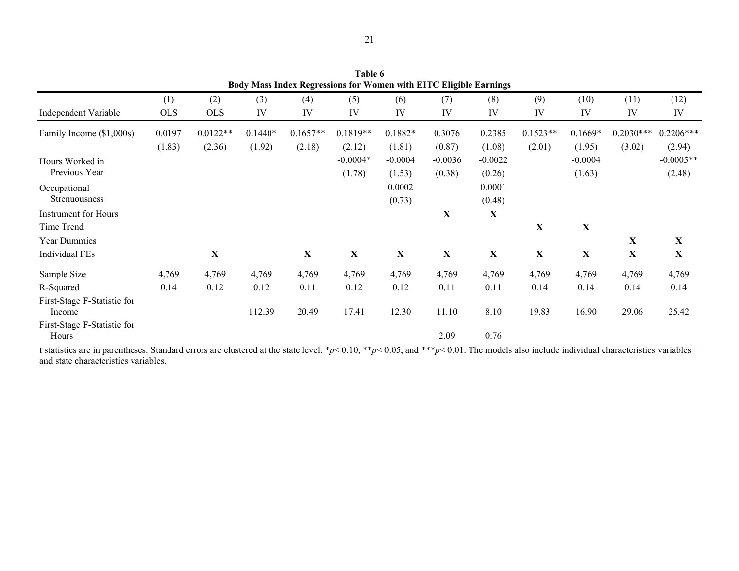**Table 6**
**Body Mass Index Regressions for Women with EITC Eligible Earnings**

| Independent Variable | (1) OLS | (2) OLS | (3) IV | (4) IV | (5) IV | (6) IV | (7) IV | (8) IV | (9) IV | (10) IV | (11) IV | (12) IV |
|---|---|---|---|---|---|---|---|---|---|---|---|---|
| Family Income ($1,000s) | 0.0197 | 0.0122** | 0.1440* | 0.1657** | 0.1819** | 0.1882* | 0.3076 | 0.2385 | 0.1523** | 0.1669* | 0.2030*** | 0.2206*** |
| | (1.83) | (2.36) | (1.92) | (2.18) | (2.12) | (1.81) | (0.87) | (1.08) | (2.01) | (1.95) | (3.02) | (2.94) |
| Hours Worked in Previous Year | | | | | -0.0004* | -0.0004 | -0.0036 | -0.0022 | | -0.0004 | | -0.0005** |
| | | | | | (1.78) | (1.53) | (0.38) | (0.26) | | (1.63) | | (2.48) |
| Occupational Strenuousness | | | | | | 0.0002 | | 0.0001 | | | | |
| | | | | | | (0.73) | | (0.48) | | | | |
| Instrument for Hours | | | | | | | X | X | | | | |
| Time Trend | | | | | | | | | X | X | | |
| Year Dummies | | | | | | | | | | | X | X |
| Individual FEs | | X | | X | X | X | X | X | X | X | X | X |
| Sample Size | 4,769 | 4,769 | 4,769 | 4,769 | 4,769 | 4,769 | 4,769 | 4,769 | 4,769 | 4,769 | 4,769 | 4,769 |
| R-Squared | 0.14 | 0.12 | 0.12 | 0.11 | 0.12 | 0.12 | 0.11 | 0.11 | 0.14 | 0.14 | 0.14 | 0.14 |
| First-Stage F-Statistic for Income | | | 112.39 | 20.49 | 17.41 | 12.30 | 11.10 | 8.10 | 19.83 | 16.90 | 29.06 | 25.42 |
| First-Stage F-Statistic for Hours | | | | | | | 2.09 | 0.76 | | | | |

t statistics are in parentheses. Standard errors are clustered at the state level. *$p< 0.10$, **$p< 0.05$, and ***$p< 0.01$. The models also include individual characteristics variables and state characteristics variables.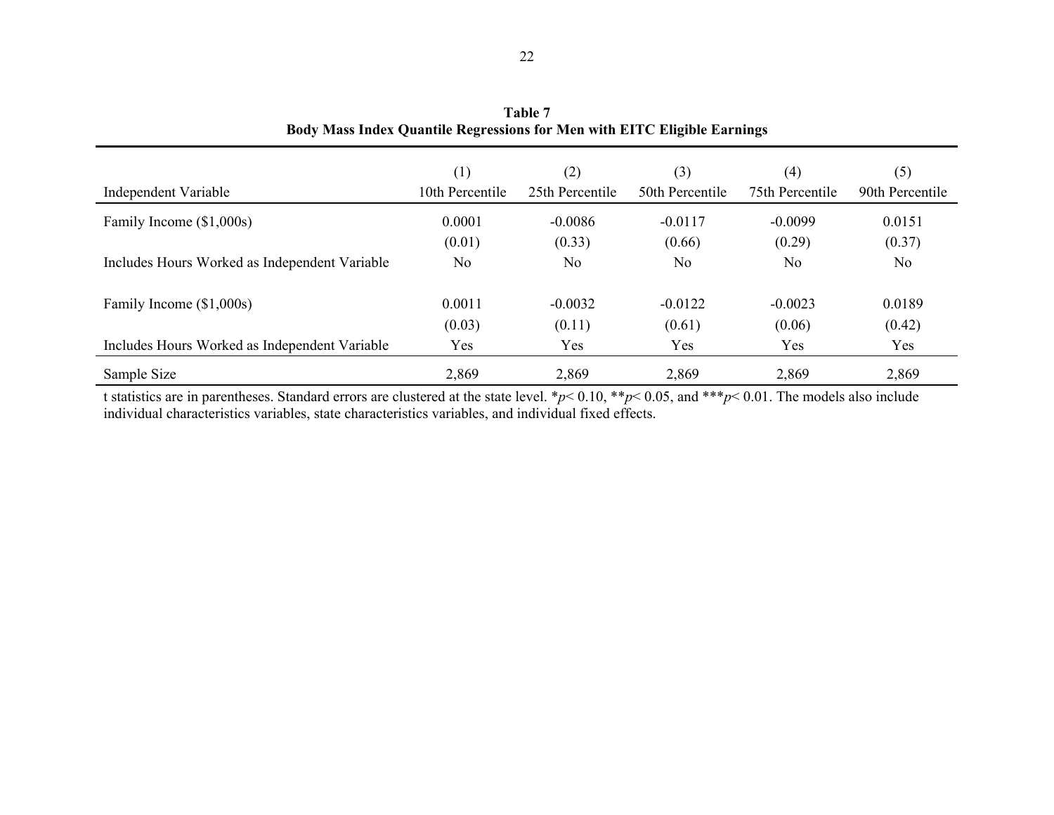**Table 7**
**Body Mass Index Quantile Regressions for Men with EITC Eligible Earnings**

| Independent Variable | (1)<br>10th Percentile | (2)<br>25th Percentile | (3)<br>50th Percentile | (4)<br>75th Percentile | (5)<br>90th Percentile |
|---|---|---|---|---|---|
| Family Income ($1,000s) | 0.0001 | -0.0086 | -0.0117 | -0.0099 | 0.0151 |
| | (0.01) | (0.33) | (0.66) | (0.29) | (0.37) |
| Includes Hours Worked as Independent Variable | No | No | No | No | No |
| | | | | | |
| Family Income ($1,000s) | 0.0011 | -0.0032 | -0.0122 | -0.0023 | 0.0189 |
| | (0.03) | (0.11) | (0.61) | (0.06) | (0.42) |
| Includes Hours Worked as Independent Variable | Yes | Yes | Yes | Yes | Yes |
| Sample Size | 2,869 | 2,869 | 2,869 | 2,869 | 2,869 |

t statistics are in parentheses. Standard errors are clustered at the state level. *$p < 0.10$, **$p < 0.05$, and ***$p < 0.01$. The models also include individual characteristics variables, state characteristics variables, and individual fixed effects.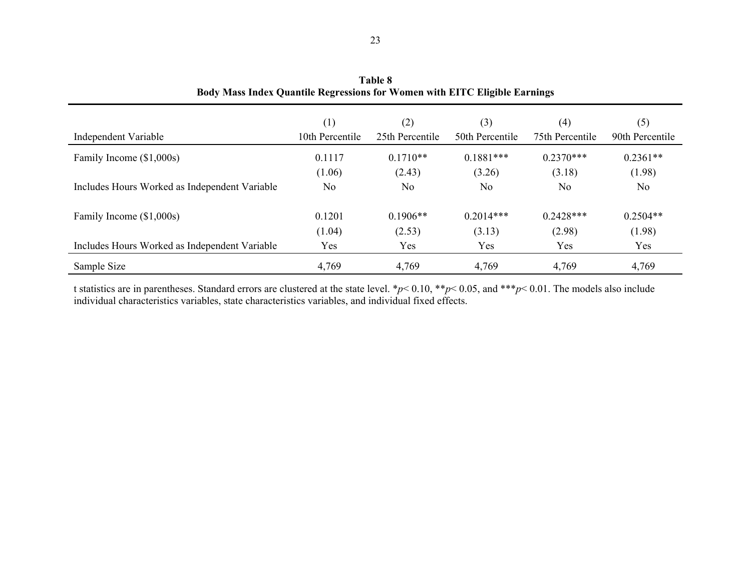**Table 8**
**Body Mass Index Quantile Regressions for Women with EITC Eligible Earnings**

| Independent Variable | (1) 10th Percentile | (2) 25th Percentile | (3) 50th Percentile | (4) 75th Percentile | (5) 90th Percentile |
|---|---|---|---|---|---|
| Family Income ($1,000s) | 0.1117 | 0.1710** | 0.1881*** | 0.2370*** | 0.2361** |
| | (1.06) | (2.43) | (3.26) | (3.18) | (1.98) |
| Includes Hours Worked as Independent Variable | No | No | No | No | No |
| Family Income ($1,000s) | 0.1201 | 0.1906** | 0.2014*** | 0.2428*** | 0.2504** |
| | (1.04) | (2.53) | (3.13) | (2.98) | (1.98) |
| Includes Hours Worked as Independent Variable | Yes | Yes | Yes | Yes | Yes |
| Sample Size | 4,769 | 4,769 | 4,769 | 4,769 | 4,769 |

t statistics are in parentheses. Standard errors are clustered at the state level. \* $p < 0.10$, \*\* $p < 0.05$, and \*\*\* $p < 0.01$. The models also include individual characteristics variables, state characteristics variables, and individual fixed effects.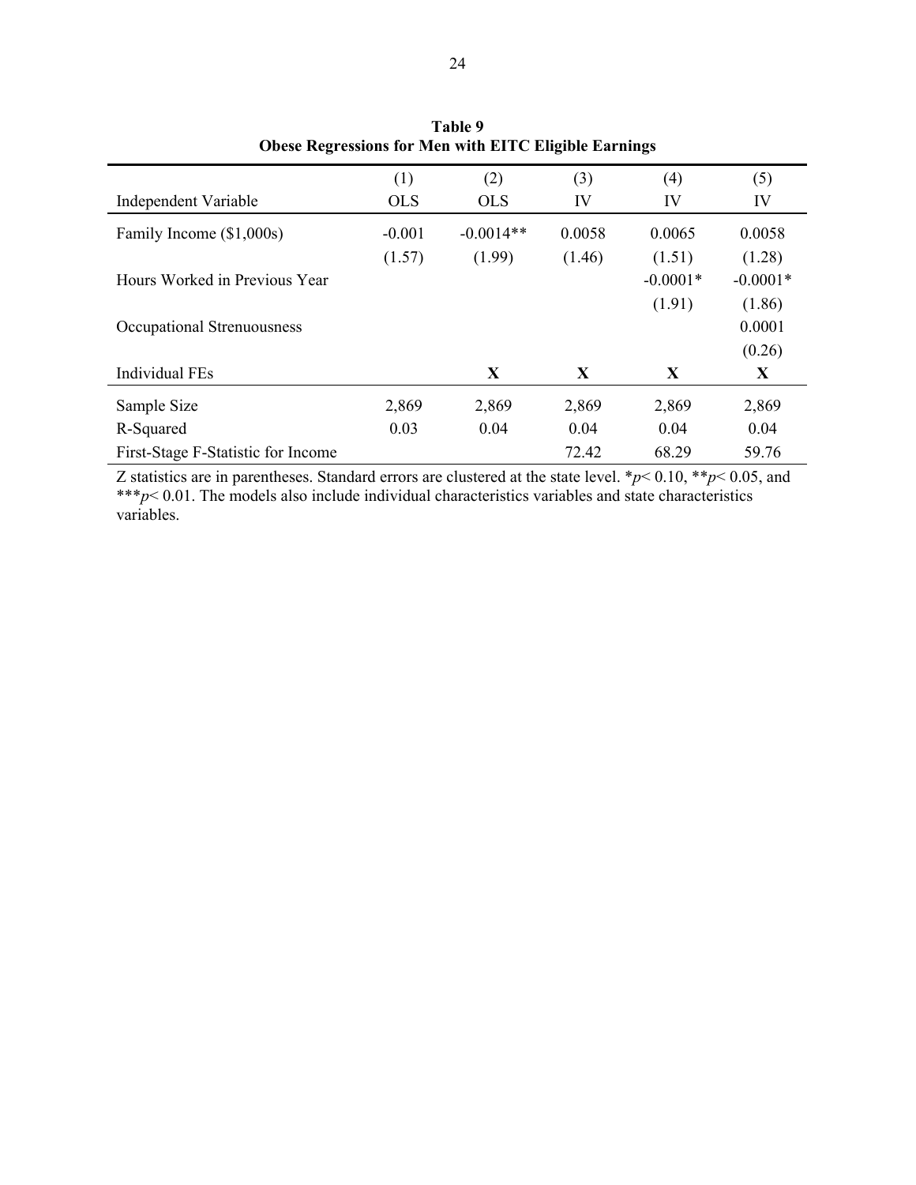**Table 9**
**Obese Regressions for Men with EITC Eligible Earnings**

| Independent Variable | (1) OLS | (2) OLS | (3) IV | (4) IV | (5) IV |
|---|---|---|---|---|---|
| Family Income ($1,000s) | -0.001 | -0.0014** | 0.0058 | 0.0065 | 0.0058 |
| | (1.57) | (1.99) | (1.46) | (1.51) | (1.28) |
| Hours Worked in Previous Year | | | | -0.0001* | -0.0001* |
| | | | | (1.91) | (1.86) |
| Occupational Strenuousness | | | | | 0.0001 |
| | | | | | (0.26) |
| Individual FEs | | **X** | **X** | **X** | **X** |
| Sample Size | 2,869 | 2,869 | 2,869 | 2,869 | 2,869 |
| R-Squared | 0.03 | 0.04 | 0.04 | 0.04 | 0.04 |
| First-Stage F-Statistic for Income | | | 72.42 | 68.29 | 59.76 |

Z statistics are in parentheses. Standard errors are clustered at the state level. *$p < 0.10$, **$p < 0.05$, and ***$p < 0.01$. The models also include individual characteristics variables and state characteristics variables.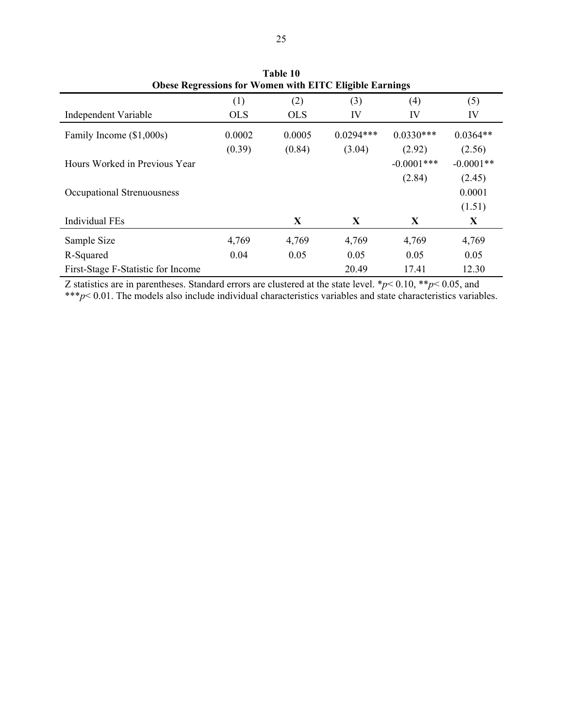**Table 10**
**Obese Regressions for Women with EITC Eligible Earnings**

| Independent Variable | (1) OLS | (2) OLS | (3) IV | (4) IV | (5) IV |
|---|---|---|---|---|---|
| Family Income ($1,000s) | 0.0002 | 0.0005 | 0.0294*** | 0.0330*** | 0.0364** |
| | (0.39) | (0.84) | (3.04) | (2.92) | (2.56) |
| Hours Worked in Previous Year | | | | -0.0001*** | -0.0001** |
| | | | | (2.84) | (2.45) |
| Occupational Strenuousness | | | | | 0.0001 |
| | | | | | (1.51) |
| Individual FEs | | **X** | **X** | **X** | **X** |
| Sample Size | 4,769 | 4,769 | 4,769 | 4,769 | 4,769 |
| R-Squared | 0.04 | 0.05 | 0.05 | 0.05 | 0.05 |
| First-Stage F-Statistic for Income | | | 20.49 | 17.41 | 12.30 |

Z statistics are in parentheses. Standard errors are clustered at the state level. \*$p < 0.10$, \*\*$p < 0.05$, and \*\*\*$p < 0.01$. The models also include individual characteristics variables and state characteristics variables.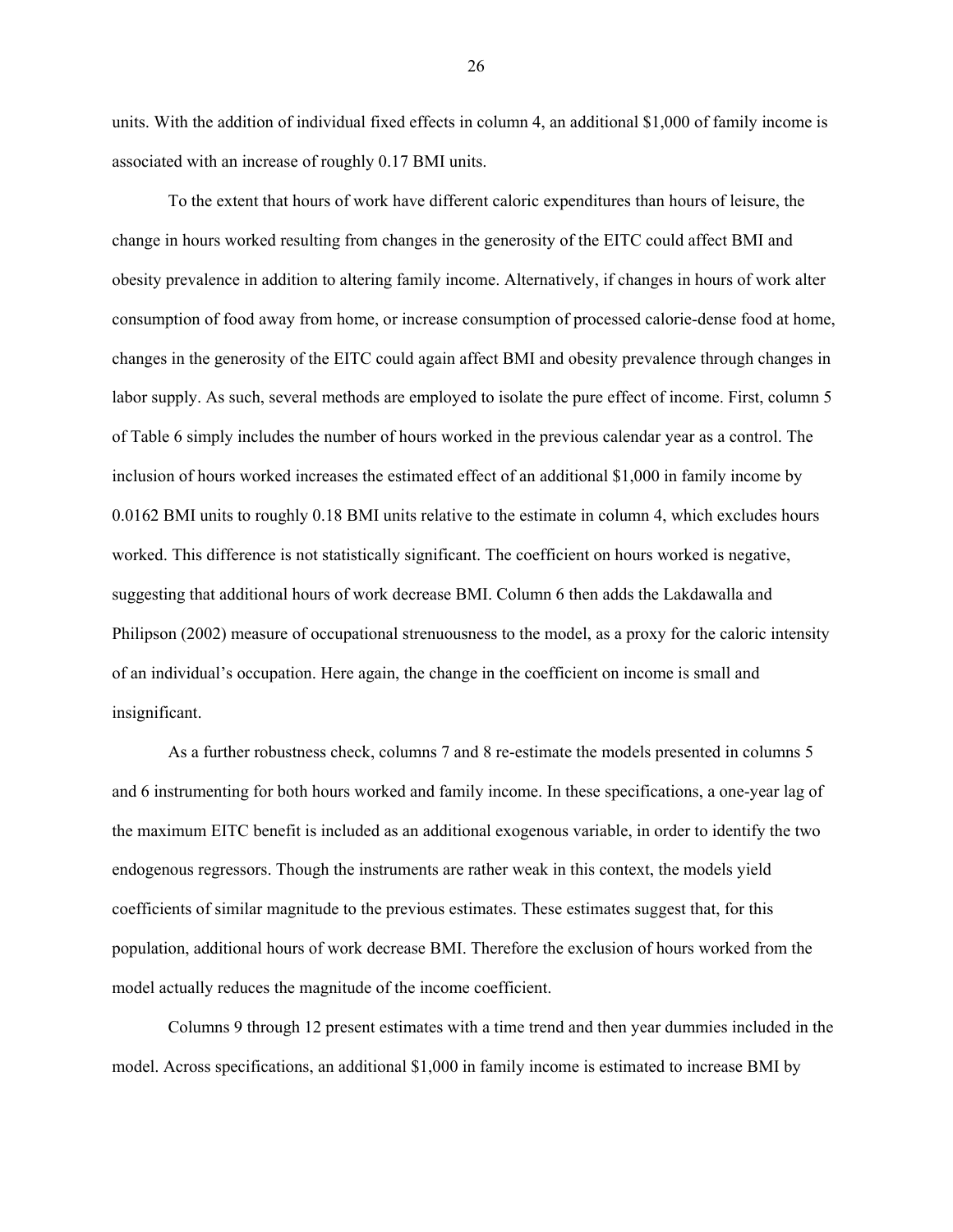units. With the addition of individual fixed effects in column 4, an additional $1,000 of family income is associated with an increase of roughly 0.17 BMI units.

To the extent that hours of work have different caloric expenditures than hours of leisure, the change in hours worked resulting from changes in the generosity of the EITC could affect BMI and obesity prevalence in addition to altering family income. Alternatively, if changes in hours of work alter consumption of food away from home, or increase consumption of processed calorie-dense food at home, changes in the generosity of the EITC could again affect BMI and obesity prevalence through changes in labor supply. As such, several methods are employed to isolate the pure effect of income. First, column 5 of Table 6 simply includes the number of hours worked in the previous calendar year as a control. The inclusion of hours worked increases the estimated effect of an additional $1,000 in family income by 0.0162 BMI units to roughly 0.18 BMI units relative to the estimate in column 4, which excludes hours worked. This difference is not statistically significant. The coefficient on hours worked is negative, suggesting that additional hours of work decrease BMI. Column 6 then adds the Lakdawalla and Philipson (2002) measure of occupational strenuousness to the model, as a proxy for the caloric intensity of an individual's occupation. Here again, the change in the coefficient on income is small and insignificant.

As a further robustness check, columns 7 and 8 re-estimate the models presented in columns 5 and 6 instrumenting for both hours worked and family income. In these specifications, a one-year lag of the maximum EITC benefit is included as an additional exogenous variable, in order to identify the two endogenous regressors. Though the instruments are rather weak in this context, the models yield coefficients of similar magnitude to the previous estimates. These estimates suggest that, for this population, additional hours of work decrease BMI. Therefore the exclusion of hours worked from the model actually reduces the magnitude of the income coefficient.

Columns 9 through 12 present estimates with a time trend and then year dummies included in the model. Across specifications, an additional $1,000 in family income is estimated to increase BMI by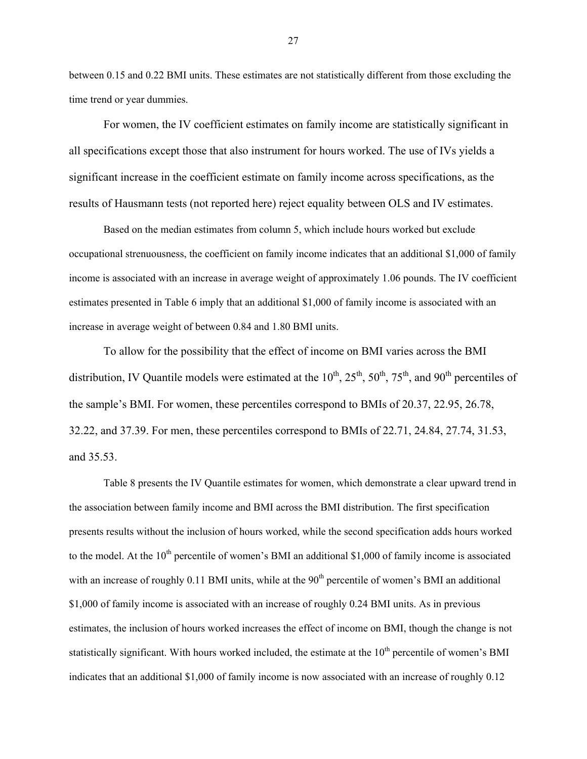between 0.15 and 0.22 BMI units. These estimates are not statistically different from those excluding the time trend or year dummies.

For women, the IV coefficient estimates on family income are statistically significant in all specifications except those that also instrument for hours worked. The use of IVs yields a significant increase in the coefficient estimate on family income across specifications, as the results of Hausmann tests (not reported here) reject equality between OLS and IV estimates.

Based on the median estimates from column 5, which include hours worked but exclude occupational strenuousness, the coefficient on family income indicates that an additional $1,000 of family income is associated with an increase in average weight of approximately 1.06 pounds. The IV coefficient estimates presented in Table 6 imply that an additional $1,000 of family income is associated with an increase in average weight of between 0.84 and 1.80 BMI units.

To allow for the possibility that the effect of income on BMI varies across the BMI distribution, IV Quantile models were estimated at the 10th, 25th, 50th, 75th, and 90th percentiles of the sample's BMI. For women, these percentiles correspond to BMIs of 20.37, 22.95, 26.78, 32.22, and 37.39. For men, these percentiles correspond to BMIs of 22.71, 24.84, 27.74, 31.53, and 35.53.

Table 8 presents the IV Quantile estimates for women, which demonstrate a clear upward trend in the association between family income and BMI across the BMI distribution. The first specification presents results without the inclusion of hours worked, while the second specification adds hours worked to the model. At the 10th percentile of women's BMI an additional $1,000 of family income is associated with an increase of roughly 0.11 BMI units, while at the 90th percentile of women's BMI an additional $1,000 of family income is associated with an increase of roughly 0.24 BMI units. As in previous estimates, the inclusion of hours worked increases the effect of income on BMI, though the change is not statistically significant. With hours worked included, the estimate at the 10th percentile of women's BMI indicates that an additional $1,000 of family income is now associated with an increase of roughly 0.12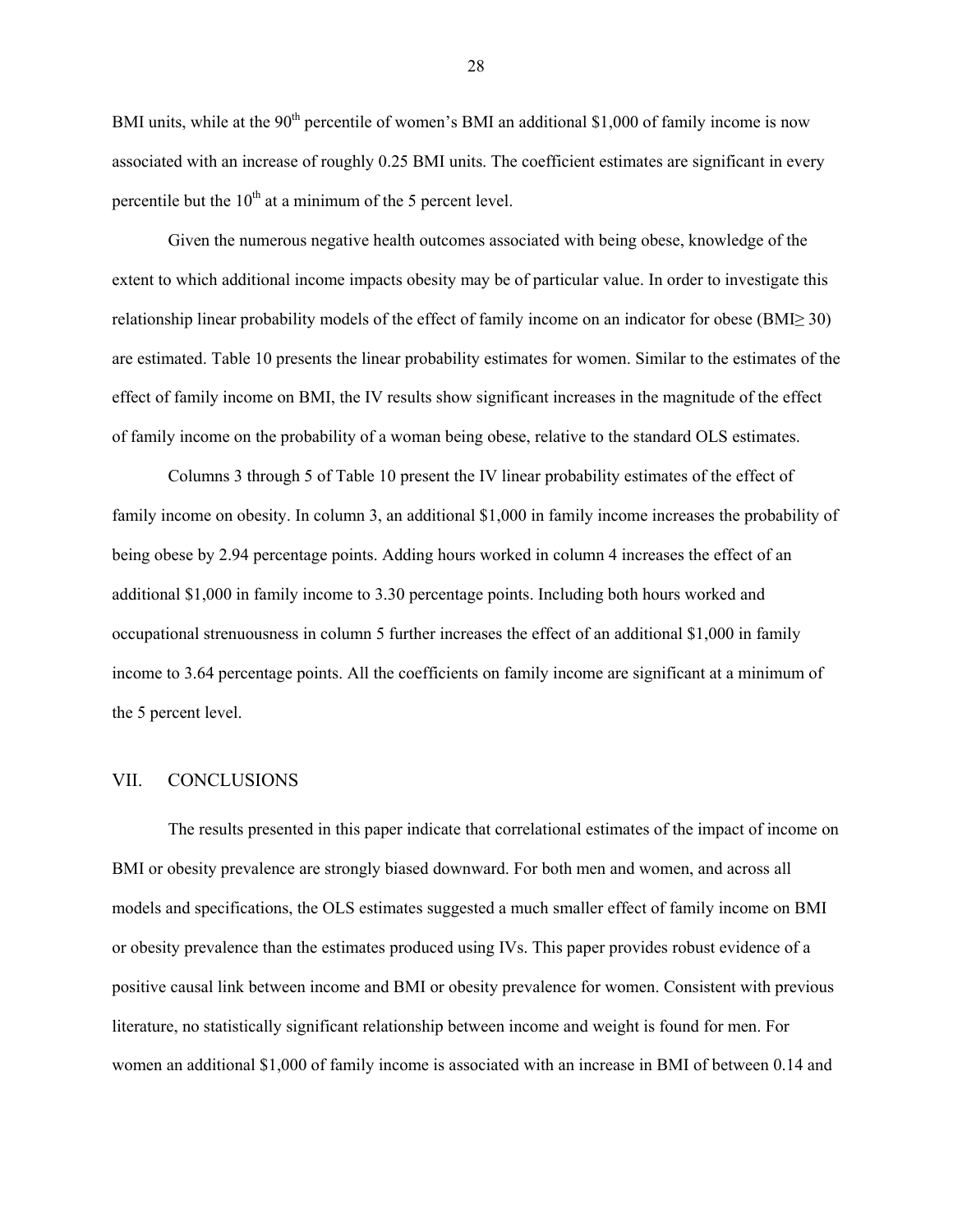BMI units, while at the 90th percentile of women's BMI an additional $1,000 of family income is now associated with an increase of roughly 0.25 BMI units. The coefficient estimates are significant in every percentile but the 10th at a minimum of the 5 percent level.

Given the numerous negative health outcomes associated with being obese, knowledge of the extent to which additional income impacts obesity may be of particular value. In order to investigate this relationship linear probability models of the effect of family income on an indicator for obese ($BMI \geq 30$) are estimated. Table 10 presents the linear probability estimates for women. Similar to the estimates of the effect of family income on BMI, the IV results show significant increases in the magnitude of the effect of family income on the probability of a woman being obese, relative to the standard OLS estimates.

Columns 3 through 5 of Table 10 present the IV linear probability estimates of the effect of family income on obesity. In column 3, an additional $1,000 in family income increases the probability of being obese by 2.94 percentage points. Adding hours worked in column 4 increases the effect of an additional $1,000 in family income to 3.30 percentage points. Including both hours worked and occupational strenuousness in column 5 further increases the effect of an additional $1,000 in family income to 3.64 percentage points. All the coefficients on family income are significant at a minimum of the 5 percent level.

## VII. CONCLUSIONS

The results presented in this paper indicate that correlational estimates of the impact of income on BMI or obesity prevalence are strongly biased downward. For both men and women, and across all models and specifications, the OLS estimates suggested a much smaller effect of family income on BMI or obesity prevalence than the estimates produced using IVs. This paper provides robust evidence of a positive causal link between income and BMI or obesity prevalence for women. Consistent with previous literature, no statistically significant relationship between income and weight is found for men. For women an additional $1,000 of family income is associated with an increase in BMI of between 0.14 and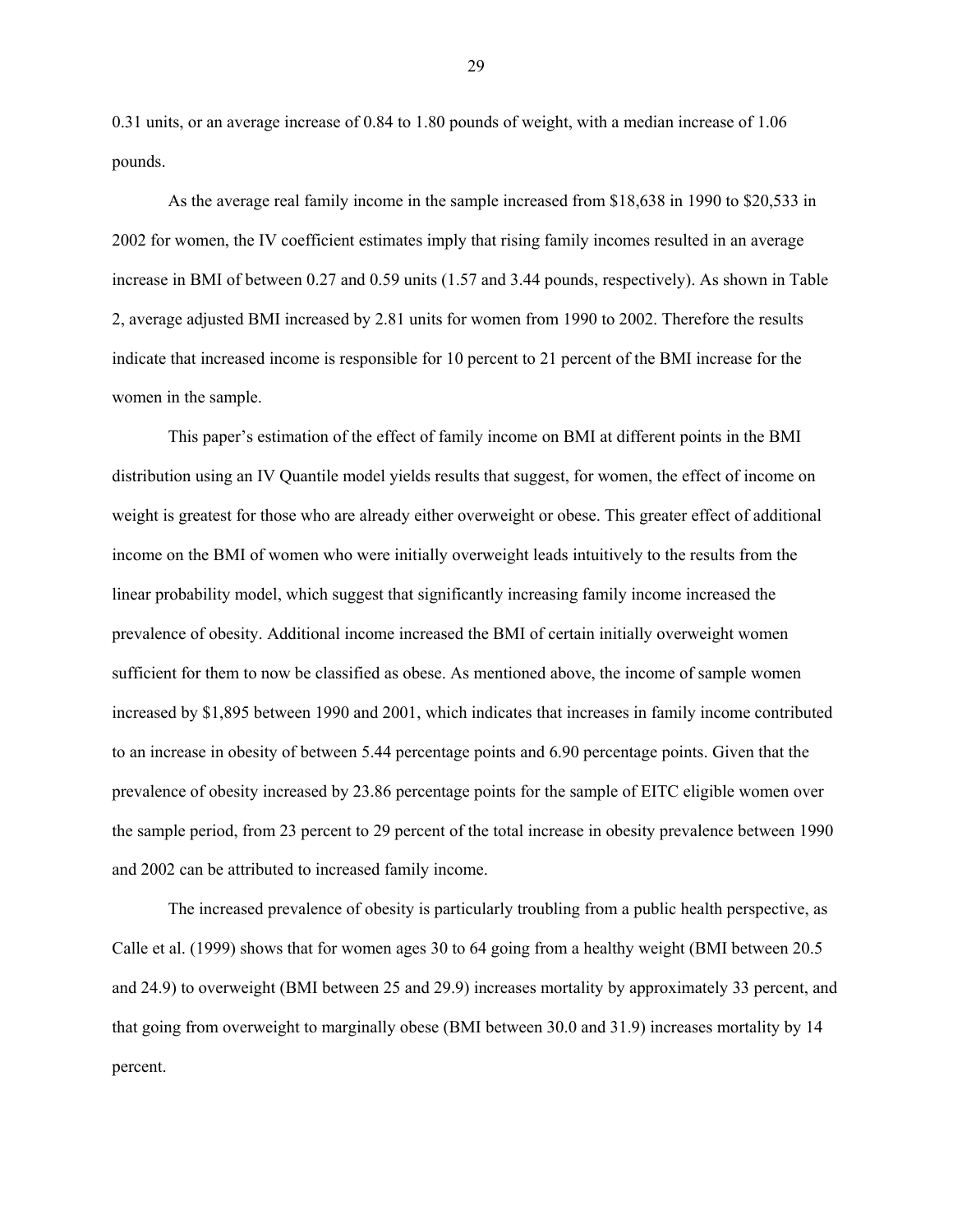0.31 units, or an average increase of 0.84 to 1.80 pounds of weight, with a median increase of 1.06 pounds.

As the average real family income in the sample increased from $18,638 in 1990 to $20,533 in 2002 for women, the IV coefficient estimates imply that rising family incomes resulted in an average increase in BMI of between 0.27 and 0.59 units (1.57 and 3.44 pounds, respectively). As shown in Table 2, average adjusted BMI increased by 2.81 units for women from 1990 to 2002. Therefore the results indicate that increased income is responsible for 10 percent to 21 percent of the BMI increase for the women in the sample.

This paper's estimation of the effect of family income on BMI at different points in the BMI distribution using an IV Quantile model yields results that suggest, for women, the effect of income on weight is greatest for those who are already either overweight or obese. This greater effect of additional income on the BMI of women who were initially overweight leads intuitively to the results from the linear probability model, which suggest that significantly increasing family income increased the prevalence of obesity. Additional income increased the BMI of certain initially overweight women sufficient for them to now be classified as obese. As mentioned above, the income of sample women increased by $1,895 between 1990 and 2001, which indicates that increases in family income contributed to an increase in obesity of between 5.44 percentage points and 6.90 percentage points. Given that the prevalence of obesity increased by 23.86 percentage points for the sample of EITC eligible women over the sample period, from 23 percent to 29 percent of the total increase in obesity prevalence between 1990 and 2002 can be attributed to increased family income.

The increased prevalence of obesity is particularly troubling from a public health perspective, as Calle et al. (1999) shows that for women ages 30 to 64 going from a healthy weight (BMI between 20.5 and 24.9) to overweight (BMI between 25 and 29.9) increases mortality by approximately 33 percent, and that going from overweight to marginally obese (BMI between 30.0 and 31.9) increases mortality by 14 percent.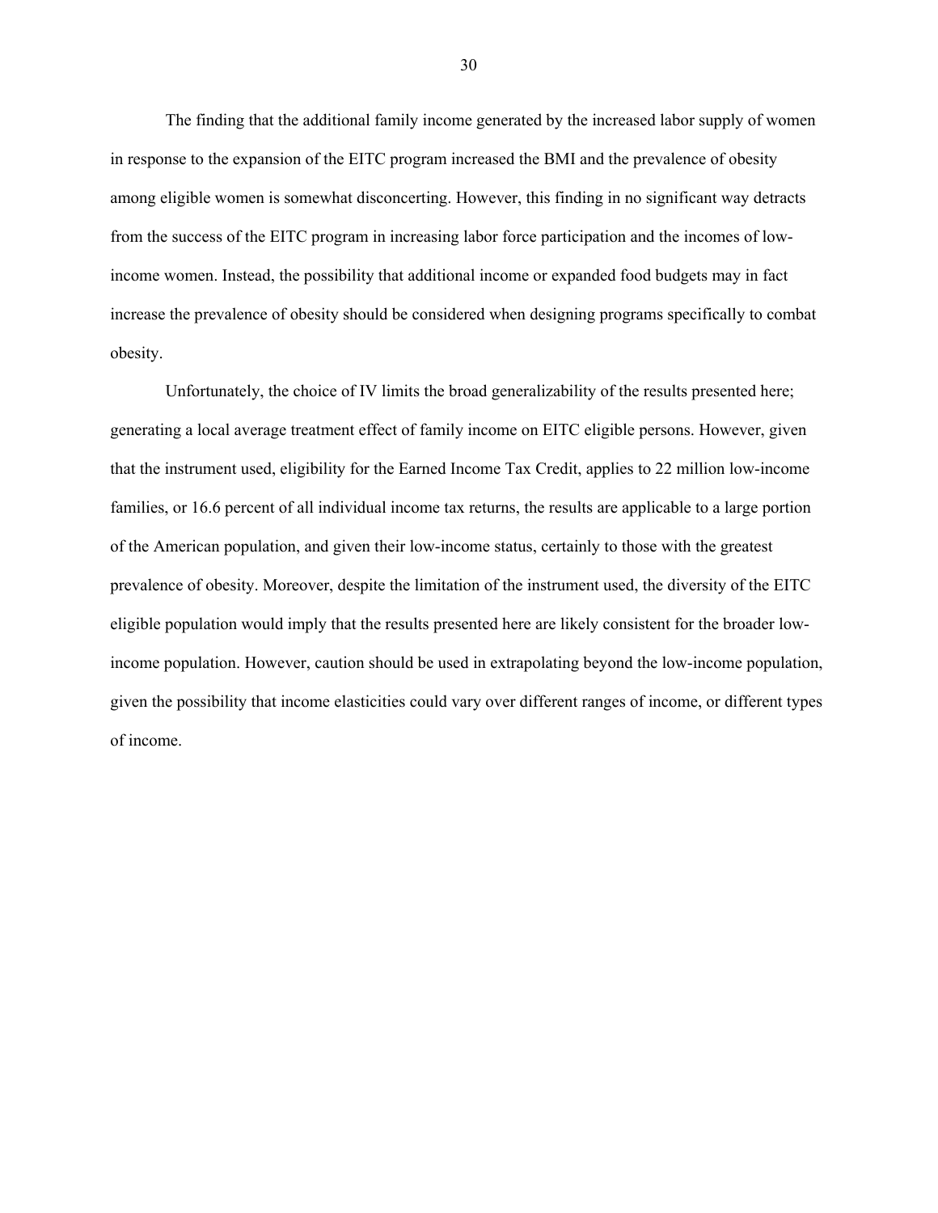The finding that the additional family income generated by the increased labor supply of women in response to the expansion of the EITC program increased the BMI and the prevalence of obesity among eligible women is somewhat disconcerting. However, this finding in no significant way detracts from the success of the EITC program in increasing labor force participation and the incomes of low-income women. Instead, the possibility that additional income or expanded food budgets may in fact increase the prevalence of obesity should be considered when designing programs specifically to combat obesity.

Unfortunately, the choice of IV limits the broad generalizability of the results presented here; generating a local average treatment effect of family income on EITC eligible persons. However, given that the instrument used, eligibility for the Earned Income Tax Credit, applies to 22 million low-income families, or 16.6 percent of all individual income tax returns, the results are applicable to a large portion of the American population, and given their low-income status, certainly to those with the greatest prevalence of obesity. Moreover, despite the limitation of the instrument used, the diversity of the EITC eligible population would imply that the results presented here are likely consistent for the broader low-income population. However, caution should be used in extrapolating beyond the low-income population, given the possibility that income elasticities could vary over different ranges of income, or different types of income.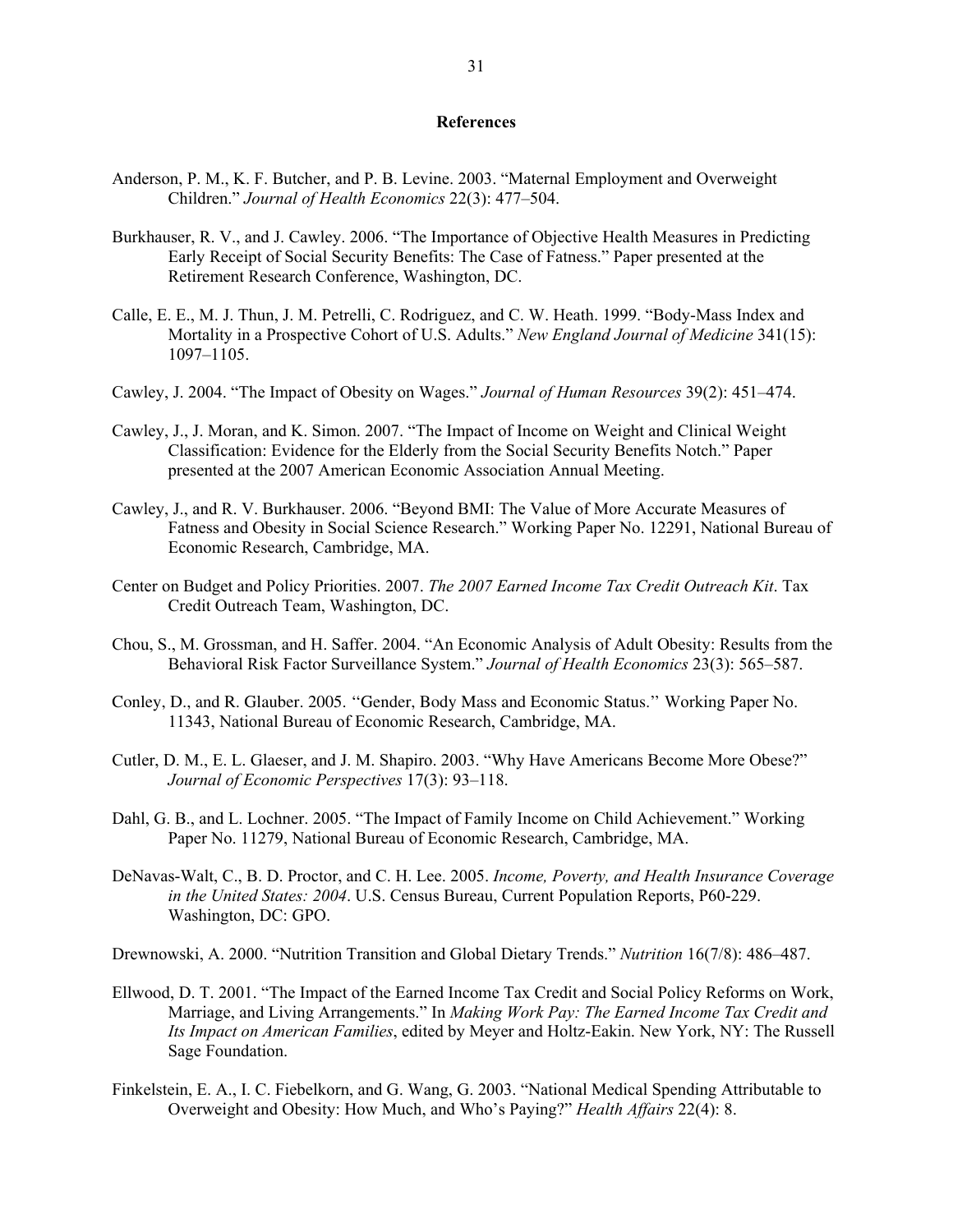## References

Anderson, P. M., K. F. Butcher, and P. B. Levine. 2003. "Maternal Employment and Overweight Children." *Journal of Health Economics* 22(3): 477–504.

Burkhauser, R. V., and J. Cawley. 2006. "The Importance of Objective Health Measures in Predicting Early Receipt of Social Security Benefits: The Case of Fatness." Paper presented at the Retirement Research Conference, Washington, DC.

Calle, E. E., M. J. Thun, J. M. Petrelli, C. Rodriguez, and C. W. Heath. 1999. "Body-Mass Index and Mortality in a Prospective Cohort of U.S. Adults." *New England Journal of Medicine* 341(15): 1097–1105.

Cawley, J. 2004. "The Impact of Obesity on Wages." *Journal of Human Resources* 39(2): 451–474.

Cawley, J., J. Moran, and K. Simon. 2007. "The Impact of Income on Weight and Clinical Weight Classification: Evidence for the Elderly from the Social Security Benefits Notch." Paper presented at the 2007 American Economic Association Annual Meeting.

Cawley, J., and R. V. Burkhauser. 2006. "Beyond BMI: The Value of More Accurate Measures of Fatness and Obesity in Social Science Research." Working Paper No. 12291, National Bureau of Economic Research, Cambridge, MA.

Center on Budget and Policy Priorities. 2007. *The 2007 Earned Income Tax Credit Outreach Kit*. Tax Credit Outreach Team, Washington, DC.

Chou, S., M. Grossman, and H. Saffer. 2004. "An Economic Analysis of Adult Obesity: Results from the Behavioral Risk Factor Surveillance System." *Journal of Health Economics* 23(3): 565–587.

Conley, D., and R. Glauber. 2005. ''Gender, Body Mass and Economic Status.'' Working Paper No. 11343, National Bureau of Economic Research, Cambridge, MA.

Cutler, D. M., E. L. Glaeser, and J. M. Shapiro. 2003. "Why Have Americans Become More Obese?" *Journal of Economic Perspectives* 17(3): 93–118.

Dahl, G. B., and L. Lochner. 2005. "The Impact of Family Income on Child Achievement." Working Paper No. 11279, National Bureau of Economic Research, Cambridge, MA.

DeNavas-Walt, C., B. D. Proctor, and C. H. Lee. 2005. *Income, Poverty, and Health Insurance Coverage in the United States: 2004*. U.S. Census Bureau, Current Population Reports, P60-229. Washington, DC: GPO.

Drewnowski, A. 2000. "Nutrition Transition and Global Dietary Trends." *Nutrition* 16(7/8): 486–487.

Ellwood, D. T. 2001. "The Impact of the Earned Income Tax Credit and Social Policy Reforms on Work, Marriage, and Living Arrangements." In *Making Work Pay: The Earned Income Tax Credit and Its Impact on American Families*, edited by Meyer and Holtz-Eakin. New York, NY: The Russell Sage Foundation.

Finkelstein, E. A., I. C. Fiebelkorn, and G. Wang, G. 2003. "National Medical Spending Attributable to Overweight and Obesity: How Much, and Who's Paying?" *Health Affairs* 22(4): 8.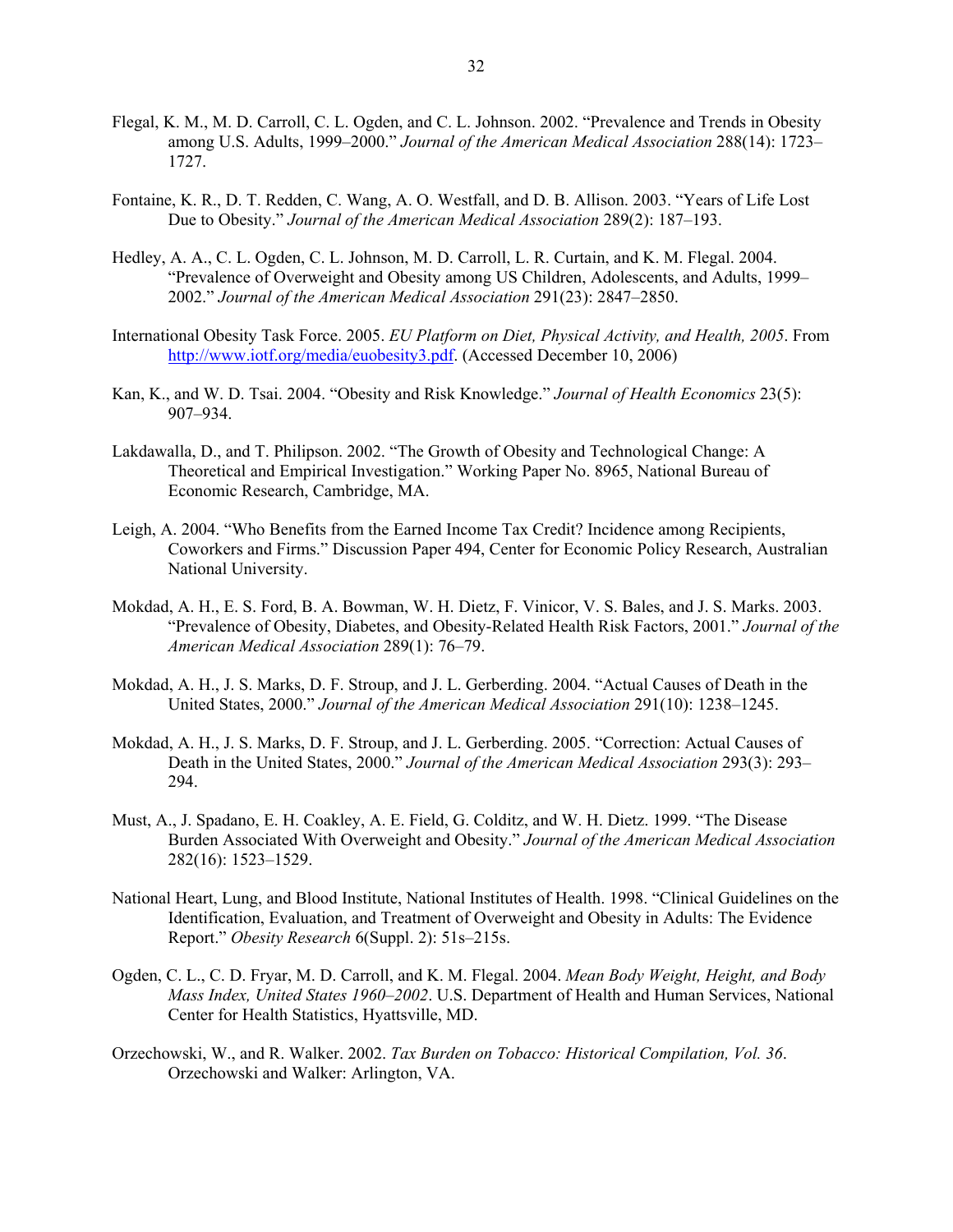Flegal, K. M., M. D. Carroll, C. L. Ogden, and C. L. Johnson. 2002. "Prevalence and Trends in Obesity among U.S. Adults, 1999–2000." *Journal of the American Medical Association* 288(14): 1723–1727.

Fontaine, K. R., D. T. Redden, C. Wang, A. O. Westfall, and D. B. Allison. 2003. "Years of Life Lost Due to Obesity." *Journal of the American Medical Association* 289(2): 187–193.

Hedley, A. A., C. L. Ogden, C. L. Johnson, M. D. Carroll, L. R. Curtain, and K. M. Flegal. 2004. "Prevalence of Overweight and Obesity among US Children, Adolescents, and Adults, 1999–2002." *Journal of the American Medical Association* 291(23): 2847–2850.

International Obesity Task Force. 2005. *EU Platform on Diet, Physical Activity, and Health, 2005*. From http://www.iotf.org/media/euobesity3.pdf. (Accessed December 10, 2006)

Kan, K., and W. D. Tsai. 2004. "Obesity and Risk Knowledge." *Journal of Health Economics* 23(5): 907–934.

Lakdawalla, D., and T. Philipson. 2002. "The Growth of Obesity and Technological Change: A Theoretical and Empirical Investigation." Working Paper No. 8965, National Bureau of Economic Research, Cambridge, MA.

Leigh, A. 2004. "Who Benefits from the Earned Income Tax Credit? Incidence among Recipients, Coworkers and Firms." Discussion Paper 494, Center for Economic Policy Research, Australian National University.

Mokdad, A. H., E. S. Ford, B. A. Bowman, W. H. Dietz, F. Vinicor, V. S. Bales, and J. S. Marks. 2003. "Prevalence of Obesity, Diabetes, and Obesity-Related Health Risk Factors, 2001." *Journal of the American Medical Association* 289(1): 76–79.

Mokdad, A. H., J. S. Marks, D. F. Stroup, and J. L. Gerberding. 2004. "Actual Causes of Death in the United States, 2000." *Journal of the American Medical Association* 291(10): 1238–1245.

Mokdad, A. H., J. S. Marks, D. F. Stroup, and J. L. Gerberding. 2005. "Correction: Actual Causes of Death in the United States, 2000." *Journal of the American Medical Association* 293(3): 293–294.

Must, A., J. Spadano, E. H. Coakley, A. E. Field, G. Colditz, and W. H. Dietz. 1999. "The Disease Burden Associated With Overweight and Obesity." *Journal of the American Medical Association* 282(16): 1523–1529.

National Heart, Lung, and Blood Institute, National Institutes of Health. 1998. "Clinical Guidelines on the Identification, Evaluation, and Treatment of Overweight and Obesity in Adults: The Evidence Report." *Obesity Research* 6(Suppl. 2): 51s–215s.

Ogden, C. L., C. D. Fryar, M. D. Carroll, and K. M. Flegal. 2004. *Mean Body Weight, Height, and Body Mass Index, United States 1960–2002*. U.S. Department of Health and Human Services, National Center for Health Statistics, Hyattsville, MD.

Orzechowski, W., and R. Walker. 2002. *Tax Burden on Tobacco: Historical Compilation, Vol. 36*. Orzechowski and Walker: Arlington, VA.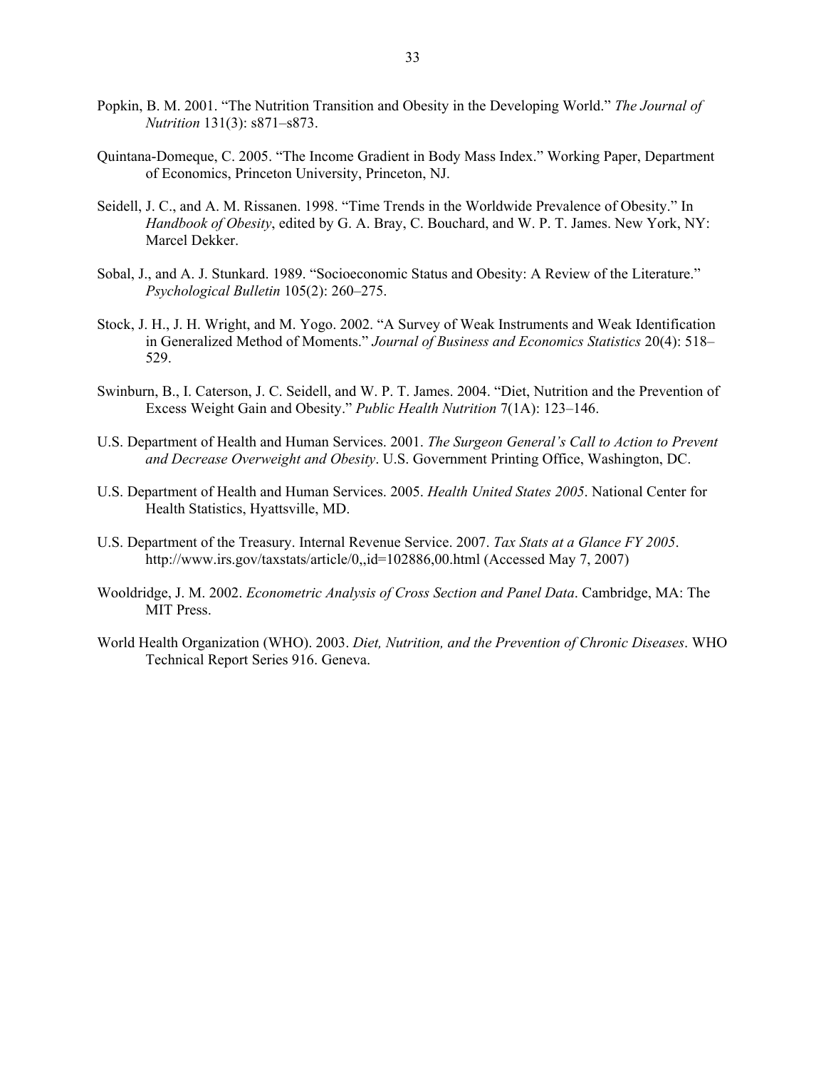Popkin, B. M. 2001. "The Nutrition Transition and Obesity in the Developing World." *The Journal of Nutrition* 131(3): s871–s873.

Quintana-Domeque, C. 2005. "The Income Gradient in Body Mass Index." Working Paper, Department of Economics, Princeton University, Princeton, NJ.

Seidell, J. C., and A. M. Rissanen. 1998. "Time Trends in the Worldwide Prevalence of Obesity." In *Handbook of Obesity*, edited by G. A. Bray, C. Bouchard, and W. P. T. James. New York, NY: Marcel Dekker.

Sobal, J., and A. J. Stunkard. 1989. "Socioeconomic Status and Obesity: A Review of the Literature." *Psychological Bulletin* 105(2): 260–275.

Stock, J. H., J. H. Wright, and M. Yogo. 2002. "A Survey of Weak Instruments and Weak Identification in Generalized Method of Moments." *Journal of Business and Economics Statistics* 20(4): 518–529.

Swinburn, B., I. Caterson, J. C. Seidell, and W. P. T. James. 2004. "Diet, Nutrition and the Prevention of Excess Weight Gain and Obesity." *Public Health Nutrition* 7(1A): 123–146.

U.S. Department of Health and Human Services. 2001. *The Surgeon General's Call to Action to Prevent and Decrease Overweight and Obesity*. U.S. Government Printing Office, Washington, DC.

U.S. Department of Health and Human Services. 2005. *Health United States 2005*. National Center for Health Statistics, Hyattsville, MD.

U.S. Department of the Treasury. Internal Revenue Service. 2007. *Tax Stats at a Glance FY 2005*. http://www.irs.gov/taxstats/article/0,,id=102886,00.html (Accessed May 7, 2007)

Wooldridge, J. M. 2002. *Econometric Analysis of Cross Section and Panel Data*. Cambridge, MA: The MIT Press.

World Health Organization (WHO). 2003. *Diet, Nutrition, and the Prevention of Chronic Diseases*. WHO Technical Report Series 916. Geneva.